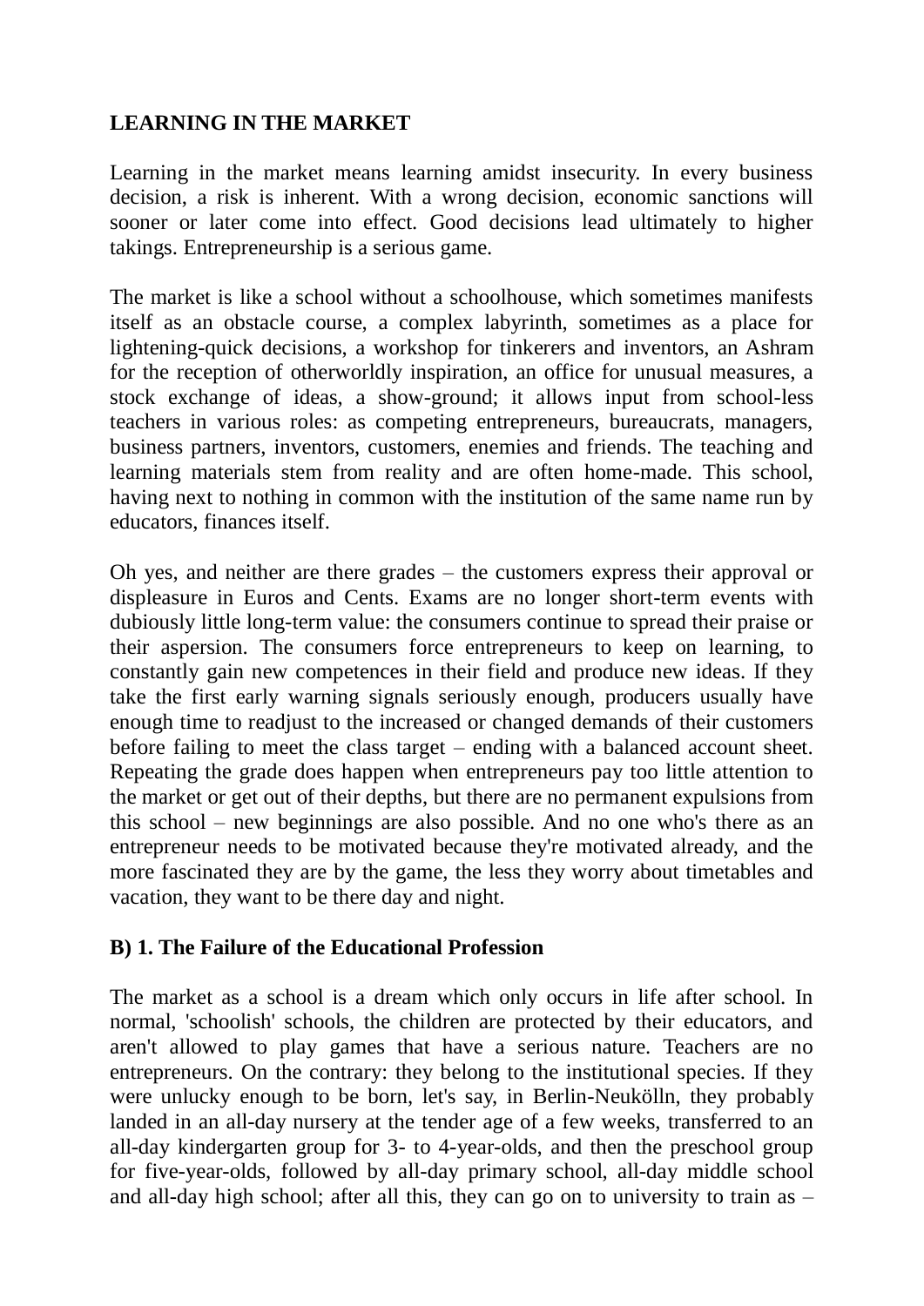**LEARNING IN THE MARKET**

Learning in the market means learning amidst insecurity. In every business decision, a risk is inherent. With a wrong decision, economic sanctions will sooner or later come into effect. Good decisions lead ultimately to higher takings. Entrepreneurship is a serious game.

The market is like a school without a schoolhouse, which sometimes manifests itself as an obstacle course, a complex labyrinth, sometimes as a place for lightening-quick decisions, a workshop for tinkerers and inventors, an Ashram for the reception of otherworldly inspiration, an office for unusual measures, a stock exchange of ideas, a show-ground; it allows input from school-less teachers in various roles: as competing entrepreneurs, bureaucrats, managers, business partners, inventors, customers, enemies and friends. The teaching and learning materials stem from reality and are often home-made. This school, having next to nothing in common with the institution of the same name run by educators, finances itself.

Oh yes, and neither are there grades – the customers express their approval or displeasure in Euros and Cents. Exams are no longer short-term events with dubiously little long-term value: the consumers continue to spread their praise or their aspersion. The consumers force entrepreneurs to keep on learning, to constantly gain new competences in their field and produce new ideas. If they take the first early warning signals seriously enough, producers usually have enough time to readjust to the increased or changed demands of their customers before failing to meet the class target – ending with a balanced account sheet. Repeating the grade does happen when entrepreneurs pay too little attention to the market or get out of their depths, but there are no permanent expulsions from this school – new beginnings are also possible. And no one who's there as an entrepreneur needs to be motivated because they're motivated already, and the more fascinated they are by the game, the less they worry about timetables and vacation, they want to be there day and night.

**B) 1. The Failure of the Educational Profession**

The market as a school is a dream which only occurs in life after school. In normal, 'schoolish' schools, the children are protected by their educators, and aren't allowed to play games that have a serious nature. Teachers are no entrepreneurs. On the contrary: they belong to the institutional species. If they were unlucky enough to be born, let's say, in Berlin-Neukölln, they probably landed in an all-day nursery at the tender age of a few weeks, transferred to an all-day kindergarten group for 3- to 4-year-olds, and then the preschool group for five-year-olds, followed by all-day primary school, all-day middle school and all-day high school; after all this, they can go on to university to train as –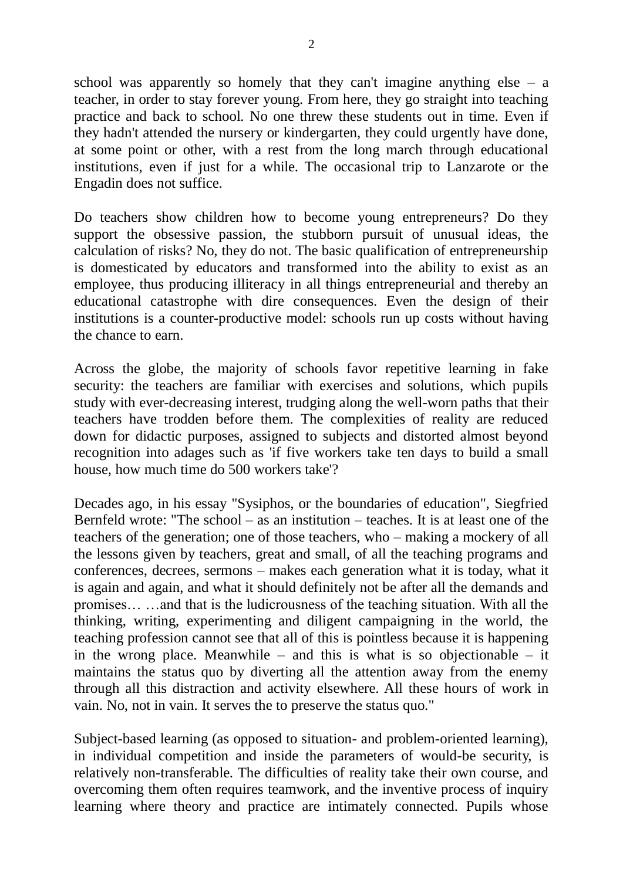school was apparently so homely that they can't imagine anything else – a teacher, in order to stay forever young. From here, they go straight into teaching practice and back to school. No one threw these students out in time. Even if they hadn't attended the nursery or kindergarten, they could urgently have done, at some point or other, with a rest from the long march through educational institutions, even if just for a while. The occasional trip to Lanzarote or the Engadin does not suffice.

Do teachers show children how to become young entrepreneurs? Do they support the obsessive passion, the stubborn pursuit of unusual ideas, the calculation of risks? No, they do not. The basic qualification of entrepreneurship is domesticated by educators and transformed into the ability to exist as an employee, thus producing illiteracy in all things entrepreneurial and thereby an educational catastrophe with dire consequences. Even the design of their institutions is a counter-productive model: schools run up costs without having the chance to earn.

Across the globe, the majority of schools favor repetitive learning in fake security: the teachers are familiar with exercises and solutions, which pupils study with ever-decreasing interest, trudging along the well-worn paths that their teachers have trodden before them. The complexities of reality are reduced down for didactic purposes, assigned to subjects and distorted almost beyond recognition into adages such as 'if five workers take ten days to build a small house, how much time do 500 workers take'?

Decades ago, in his essay "Sysiphos, or the boundaries of education", Siegfried Bernfeld wrote: "The school – as an institution – teaches. It is at least one of the teachers of the generation; one of those teachers, who – making a mockery of all the lessons given by teachers, great and small, of all the teaching programs and conferences, decrees, sermons – makes each generation what it is today, what it is again and again, and what it should definitely not be after all the demands and promises… …and that is the ludicrousness of the teaching situation. With all the thinking, writing, experimenting and diligent campaigning in the world, the teaching profession cannot see that all of this is pointless because it is happening in the wrong place. Meanwhile – and this is what is so objectionable – it maintains the status quo by diverting all the attention away from the enemy through all this distraction and activity elsewhere. All these hours of work in vain. No, not in vain. It serves the to preserve the status quo."

Subject-based learning (as opposed to situation- and problem-oriented learning), in individual competition and inside the parameters of would-be security, is relatively non-transferable. The difficulties of reality take their own course, and overcoming them often requires teamwork, and the inventive process of inquiry learning where theory and practice are intimately connected. Pupils whose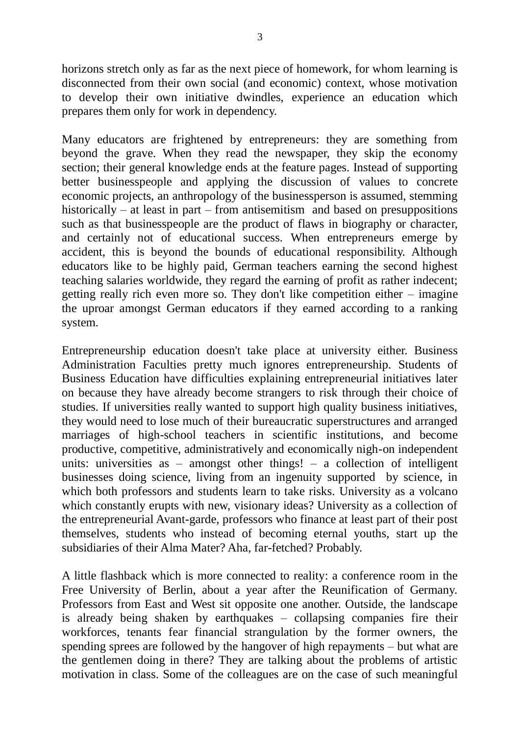horizons stretch only as far as the next piece of homework, for whom learning is disconnected from their own social (and economic) context, whose motivation to develop their own initiative dwindles, experience an education which prepares them only for work in dependency.

Many educators are frightened by entrepreneurs: they are something from beyond the grave. When they read the newspaper, they skip the economy section; their general knowledge ends at the feature pages. Instead of supporting better businesspeople and applying the discussion of values to concrete economic projects, an anthropology of the businessperson is assumed, stemming historically – at least in part – from antisemitism and based on presuppositions such as that businesspeople are the product of flaws in biography or character, and certainly not of educational success. When entrepreneurs emerge by accident, this is beyond the bounds of educational responsibility. Although educators like to be highly paid, German teachers earning the second highest teaching salaries worldwide, they regard the earning of profit as rather indecent; getting really rich even more so. They don't like competition either – imagine the uproar amongst German educators if they earned according to a ranking system.

Entrepreneurship education doesn't take place at university either. Business Administration Faculties pretty much ignores entrepreneurship. Students of Business Education have difficulties explaining entrepreneurial initiatives later on because they have already become strangers to risk through their choice of studies. If universities really wanted to support high quality business initiatives, they would need to lose much of their bureaucratic superstructures and arranged marriages of high-school teachers in scientific institutions, and become productive, competitive, administratively and economically nigh-on independent units: universities as – amongst other things! – a collection of intelligent businesses doing science, living from an ingenuity supported by science, in which both professors and students learn to take risks. University as a volcano which constantly erupts with new, visionary ideas? University as a collection of the entrepreneurial Avant-garde, professors who finance at least part of their post themselves, students who instead of becoming eternal youths, start up the subsidiaries of their Alma Mater? Aha, far-fetched? Probably.

A little flashback which is more connected to reality: a conference room in the Free University of Berlin, about a year after the Reunification of Germany. Professors from East and West sit opposite one another. Outside, the landscape is already being shaken by earthquakes – collapsing companies fire their workforces, tenants fear financial strangulation by the former owners, the spending sprees are followed by the hangover of high repayments – but what are the gentlemen doing in there? They are talking about the problems of artistic motivation in class. Some of the colleagues are on the case of such meaningful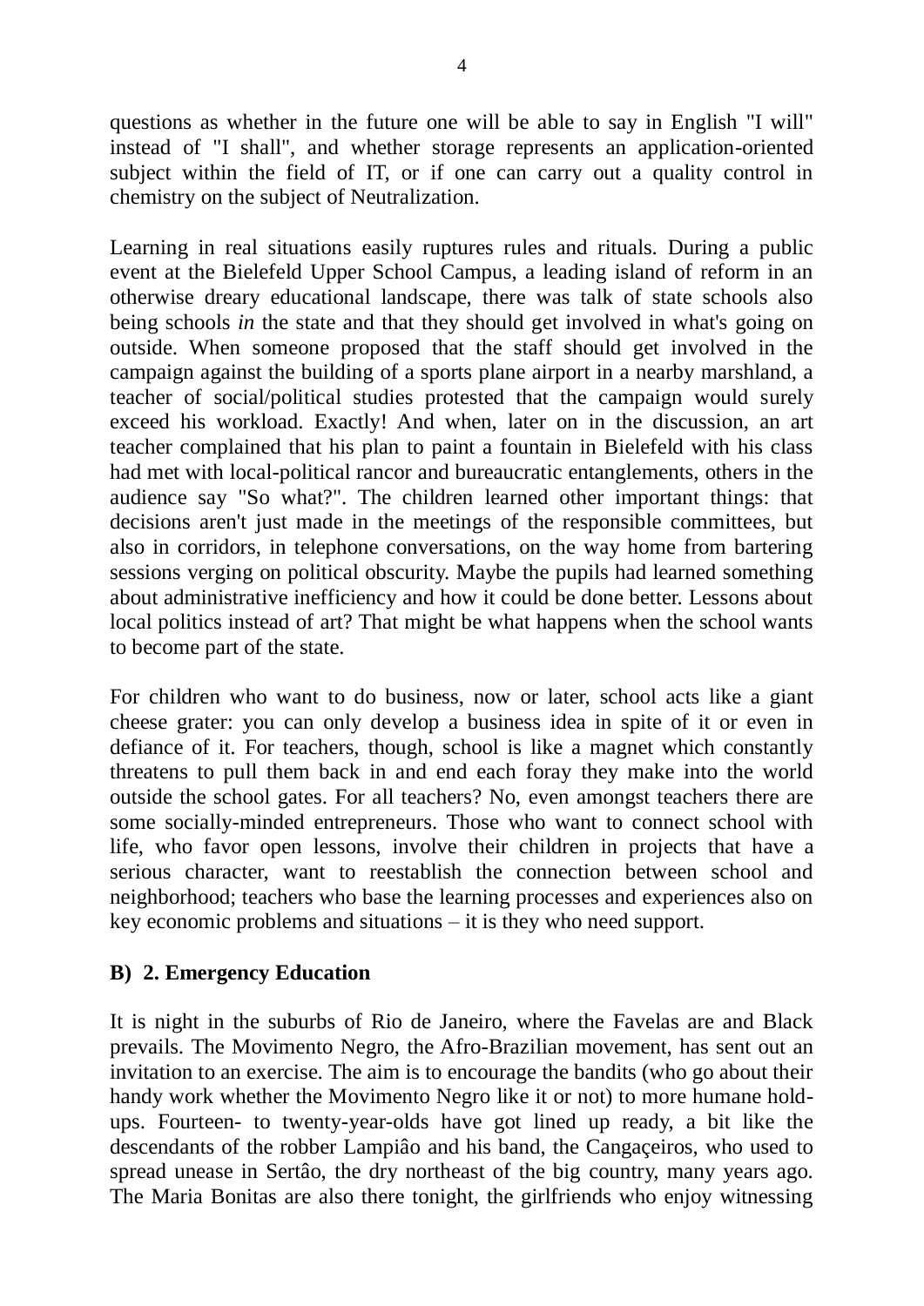questions as whether in the future one will be able to say in English "I will" instead of "I shall", and whether storage represents an application-oriented subject within the field of IT, or if one can carry out a quality control in chemistry on the subject of Neutralization.

Learning in real situations easily ruptures rules and rituals. During a public event at the Bielefeld Upper School Campus, a leading island of reform in an otherwise dreary educational landscape, there was talk of state schools also being schools *in* the state and that they should get involved in what's going on outside. When someone proposed that the staff should get involved in the campaign against the building of a sports plane airport in a nearby marshland, a teacher of social/political studies protested that the campaign would surely exceed his workload. Exactly! And when, later on in the discussion, an art teacher complained that his plan to paint a fountain in Bielefeld with his class had met with local-political rancor and bureaucratic entanglements, others in the audience say "So what?". The children learned other important things: that decisions aren't just made in the meetings of the responsible committees, but also in corridors, in telephone conversations, on the way home from bartering sessions verging on political obscurity. Maybe the pupils had learned something about administrative inefficiency and how it could be done better. Lessons about local politics instead of art? That might be what happens when the school wants to become part of the state.

For children who want to do business, now or later, school acts like a giant cheese grater: you can only develop a business idea in spite of it or even in defiance of it. For teachers, though, school is like a magnet which constantly threatens to pull them back in and end each foray they make into the world outside the school gates. For all teachers? No, even amongst teachers there are some socially-minded entrepreneurs. Those who want to connect school with life, who favor open lessons, involve their children in projects that have a serious character, want to reestablish the connection between school and neighborhood; teachers who base the learning processes and experiences also on key economic problems and situations – it is they who need support.

## B) 2. Emergency Education

It is night in the suburbs of Rio de Janeiro, where the Favelas are and Black prevails. The Movimento Negro, the Afro-Brazilian movement, has sent out an invitation to an exercise. The aim is to encourage the bandits (who go about their handy work whether the Movimento Negro like it or not) to more humane hold-ups. Fourteen- to twenty-year-olds have got lined up ready, a bit like the descendants of the robber Lampiâo and his band, the Cangaçeiros, who used to spread unease in Sertâo, the dry northeast of the big country, many years ago. The Maria Bonitas are also there tonight, the girlfriends who enjoy witnessing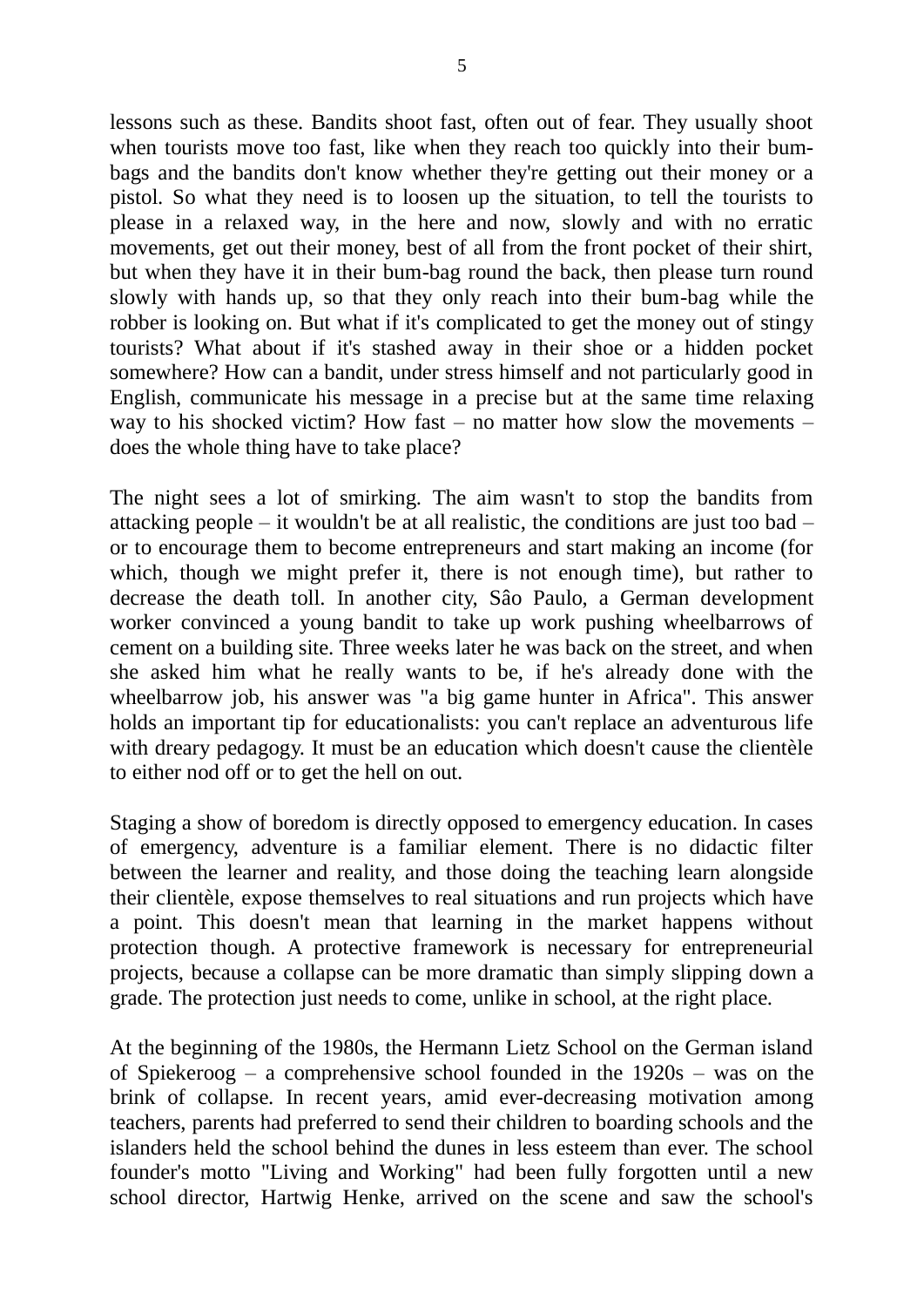lessons such as these. Bandits shoot fast, often out of fear. They usually shoot when tourists move too fast, like when they reach too quickly into their bum-bags and the bandits don't know whether they're getting out their money or a pistol. So what they need is to loosen up the situation, to tell the tourists to please in a relaxed way, in the here and now, slowly and with no erratic movements, get out their money, best of all from the front pocket of their shirt, but when they have it in their bum-bag round the back, then please turn round slowly with hands up, so that they only reach into their bum-bag while the robber is looking on. But what if it's complicated to get the money out of stingy tourists? What about if it's stashed away in their shoe or a hidden pocket somewhere? How can a bandit, under stress himself and not particularly good in English, communicate his message in a precise but at the same time relaxing way to his shocked victim? How fast – no matter how slow the movements – does the whole thing have to take place?

The night sees a lot of smirking. The aim wasn't to stop the bandits from attacking people – it wouldn't be at all realistic, the conditions are just too bad – or to encourage them to become entrepreneurs and start making an income (for which, though we might prefer it, there is not enough time), but rather to decrease the death toll. In another city, Sâo Paulo, a German development worker convinced a young bandit to take up work pushing wheelbarrows of cement on a building site. Three weeks later he was back on the street, and when she asked him what he really wants to be, if he's already done with the wheelbarrow job, his answer was "a big game hunter in Africa". This answer holds an important tip for educationalists: you can't replace an adventurous life with dreary pedagogy. It must be an education which doesn't cause the clientèle to either nod off or to get the hell on out.

Staging a show of boredom is directly opposed to emergency education. In cases of emergency, adventure is a familiar element. There is no didactic filter between the learner and reality, and those doing the teaching learn alongside their clientèle, expose themselves to real situations and run projects which have a point. This doesn't mean that learning in the market happens without protection though. A protective framework is necessary for entrepreneurial projects, because a collapse can be more dramatic than simply slipping down a grade. The protection just needs to come, unlike in school, at the right place.

At the beginning of the 1980s, the Hermann Lietz School on the German island of Spiekeroog – a comprehensive school founded in the 1920s – was on the brink of collapse. In recent years, amid ever-decreasing motivation among teachers, parents had preferred to send their children to boarding schools and the islanders held the school behind the dunes in less esteem than ever. The school founder's motto "Living and Working" had been fully forgotten until a new school director, Hartwig Henke, arrived on the scene and saw the school's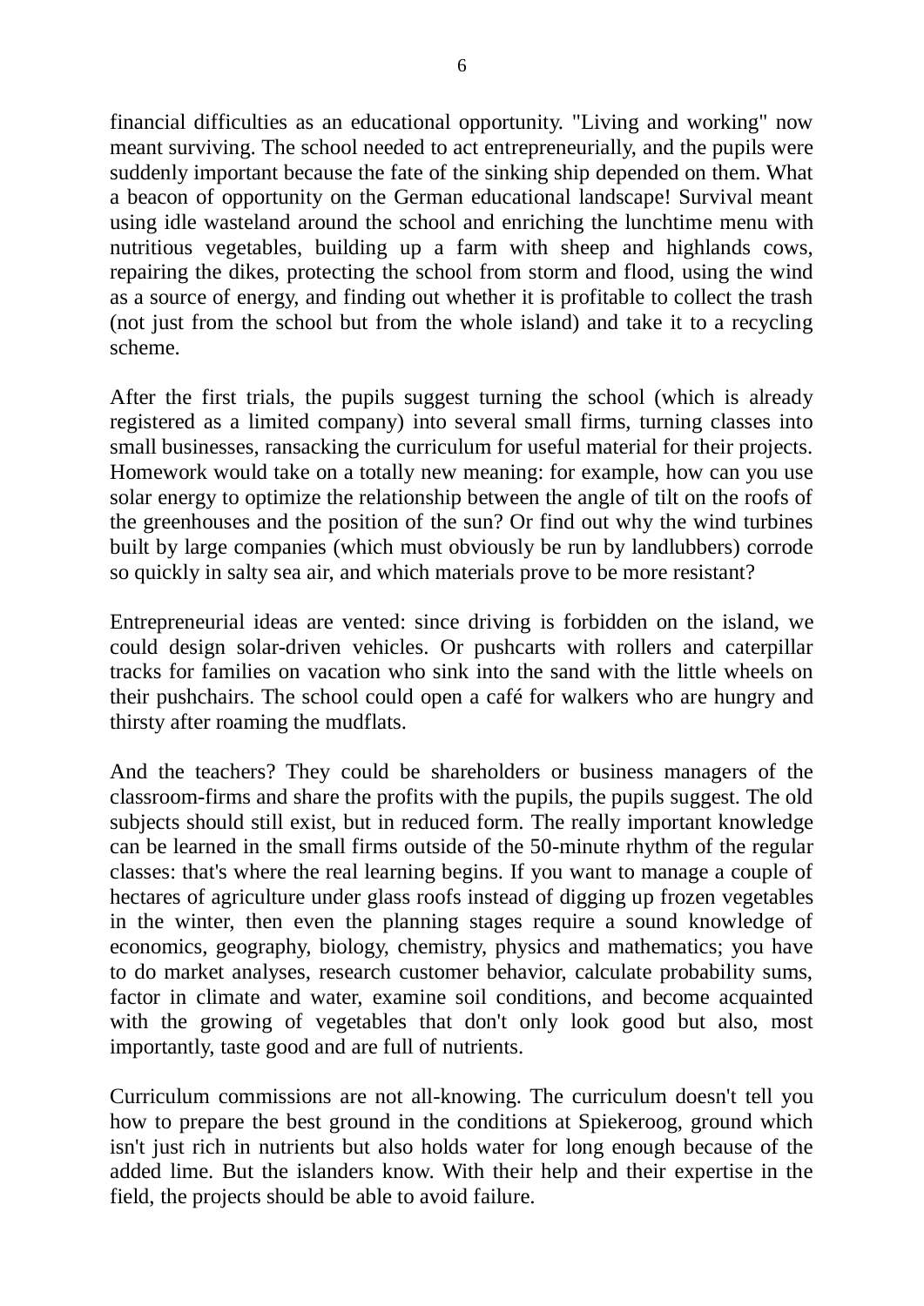financial difficulties as an educational opportunity. "Living and working" now meant surviving. The school needed to act entrepreneurially, and the pupils were suddenly important because the fate of the sinking ship depended on them. What a beacon of opportunity on the German educational landscape! Survival meant using idle wasteland around the school and enriching the lunchtime menu with nutritious vegetables, building up a farm with sheep and highlands cows, repairing the dikes, protecting the school from storm and flood, using the wind as a source of energy, and finding out whether it is profitable to collect the trash (not just from the school but from the whole island) and take it to a recycling scheme.

After the first trials, the pupils suggest turning the school (which is already registered as a limited company) into several small firms, turning classes into small businesses, ransacking the curriculum for useful material for their projects. Homework would take on a totally new meaning: for example, how can you use solar energy to optimize the relationship between the angle of tilt on the roofs of the greenhouses and the position of the sun? Or find out why the wind turbines built by large companies (which must obviously be run by landlubbers) corrode so quickly in salty sea air, and which materials prove to be more resistant?

Entrepreneurial ideas are vented: since driving is forbidden on the island, we could design solar-driven vehicles. Or pushcarts with rollers and caterpillar tracks for families on vacation who sink into the sand with the little wheels on their pushchairs. The school could open a café for walkers who are hungry and thirsty after roaming the mudflats.

And the teachers? They could be shareholders or business managers of the classroom-firms and share the profits with the pupils, the pupils suggest. The old subjects should still exist, but in reduced form. The really important knowledge can be learned in the small firms outside of the 50-minute rhythm of the regular classes: that's where the real learning begins. If you want to manage a couple of hectares of agriculture under glass roofs instead of digging up frozen vegetables in the winter, then even the planning stages require a sound knowledge of economics, geography, biology, chemistry, physics and mathematics; you have to do market analyses, research customer behavior, calculate probability sums, factor in climate and water, examine soil conditions, and become acquainted with the growing of vegetables that don't only look good but also, most importantly, taste good and are full of nutrients.

Curriculum commissions are not all-knowing. The curriculum doesn't tell you how to prepare the best ground in the conditions at Spiekeroog, ground which isn't just rich in nutrients but also holds water for long enough because of the added lime. But the islanders know. With their help and their expertise in the field, the projects should be able to avoid failure.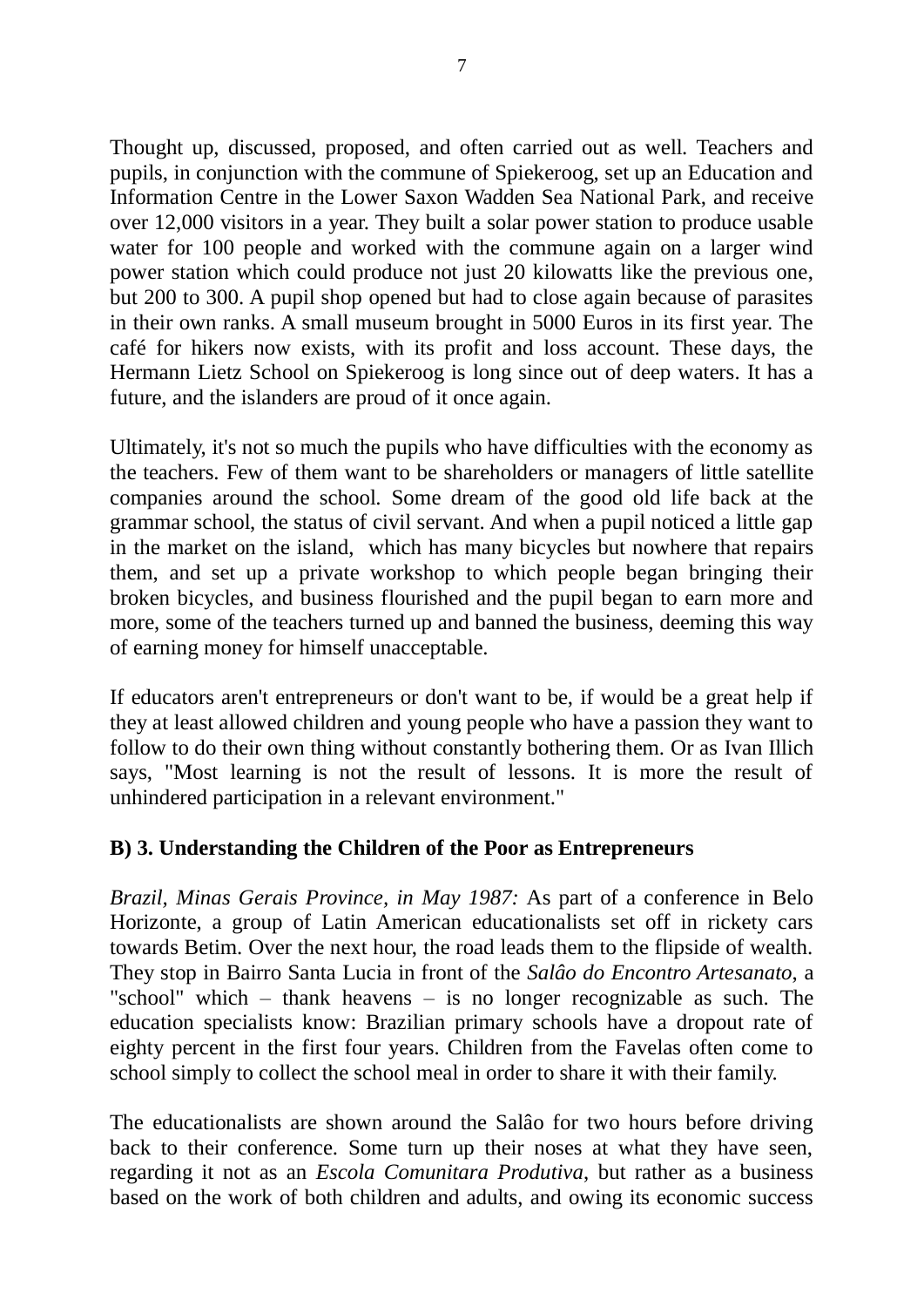Thought up, discussed, proposed, and often carried out as well. Teachers and pupils, in conjunction with the commune of Spiekeroog, set up an Education and Information Centre in the Lower Saxon Wadden Sea National Park, and receive over 12,000 visitors in a year. They built a solar power station to produce usable water for 100 people and worked with the commune again on a larger wind power station which could produce not just 20 kilowatts like the previous one, but 200 to 300. A pupil shop opened but had to close again because of parasites in their own ranks. A small museum brought in 5000 Euros in its first year. The café for hikers now exists, with its profit and loss account. These days, the Hermann Lietz School on Spiekeroog is long since out of deep waters. It has a future, and the islanders are proud of it once again.

Ultimately, it's not so much the pupils who have difficulties with the economy as the teachers. Few of them want to be shareholders or managers of little satellite companies around the school. Some dream of the good old life back at the grammar school, the status of civil servant. And when a pupil noticed a little gap in the market on the island, which has many bicycles but nowhere that repairs them, and set up a private workshop to which people began bringing their broken bicycles, and business flourished and the pupil began to earn more and more, some of the teachers turned up and banned the business, deeming this way of earning money for himself unacceptable.

If educators aren't entrepreneurs or don't want to be, if would be a great help if they at least allowed children and young people who have a passion they want to follow to do their own thing without constantly bothering them. Or as Ivan Illich says, "Most learning is not the result of lessons. It is more the result of unhindered participation in a relevant environment."

### B) 3. Understanding the Children of the Poor as Entrepreneurs

*Brazil, Minas Gerais Province, in May 1987:* As part of a conference in Belo Horizonte, a group of Latin American educationalists set off in rickety cars towards Betim. Over the next hour, the road leads them to the flipside of wealth. They stop in Bairro Santa Lucia in front of the *Salâo do Encontro Artesanato*, a "school" which – thank heavens – is no longer recognizable as such. The education specialists know: Brazilian primary schools have a dropout rate of eighty percent in the first four years. Children from the Favelas often come to school simply to collect the school meal in order to share it with their family.

The educationalists are shown around the Salâo for two hours before driving back to their conference. Some turn up their noses at what they have seen, regarding it not as an *Escola Comunitara Produtiva*, but rather as a business based on the work of both children and adults, and owing its economic success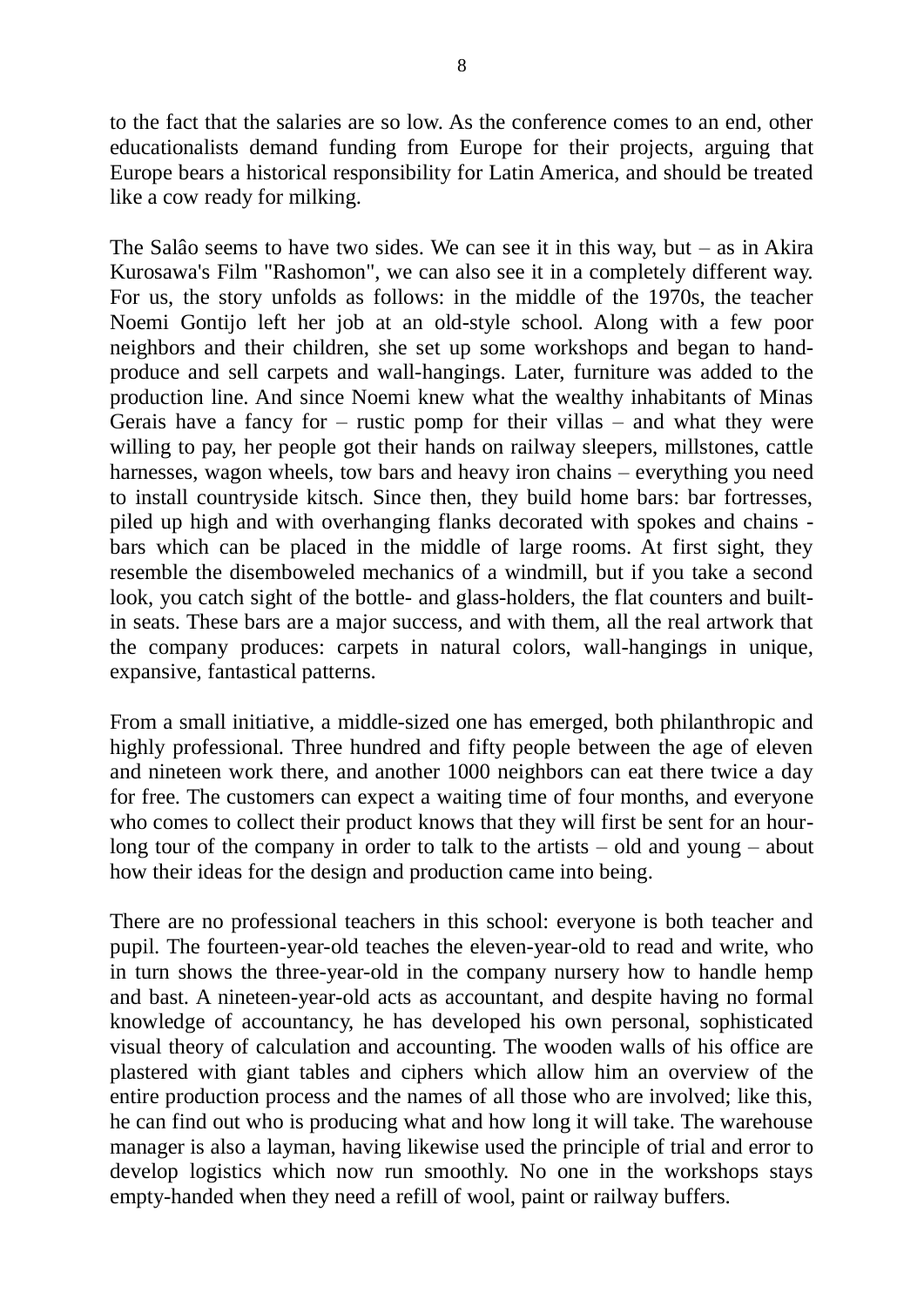to the fact that the salaries are so low. As the conference comes to an end, other educationalists demand funding from Europe for their projects, arguing that Europe bears a historical responsibility for Latin America, and should be treated like a cow ready for milking.

The Salâo seems to have two sides. We can see it in this way, but – as in Akira Kurosawa's Film "Rashomon", we can also see it in a completely different way. For us, the story unfolds as follows: in the middle of the 1970s, the teacher Noemi Gontijo left her job at an old-style school. Along with a few poor neighbors and their children, she set up some workshops and began to hand-produce and sell carpets and wall-hangings. Later, furniture was added to the production line. And since Noemi knew what the wealthy inhabitants of Minas Gerais have a fancy for – rustic pomp for their villas – and what they were willing to pay, her people got their hands on railway sleepers, millstones, cattle harnesses, wagon wheels, tow bars and heavy iron chains – everything you need to install countryside kitsch. Since then, they build home bars: bar fortresses, piled up high and with overhanging flanks decorated with spokes and chains - bars which can be placed in the middle of large rooms. At first sight, they resemble the disemboweled mechanics of a windmill, but if you take a second look, you catch sight of the bottle- and glass-holders, the flat counters and built-in seats. These bars are a major success, and with them, all the real artwork that the company produces: carpets in natural colors, wall-hangings in unique, expansive, fantastical patterns.

From a small initiative, a middle-sized one has emerged, both philanthropic and highly professional. Three hundred and fifty people between the age of eleven and nineteen work there, and another 1000 neighbors can eat there twice a day for free. The customers can expect a waiting time of four months, and everyone who comes to collect their product knows that they will first be sent for an hour-long tour of the company in order to talk to the artists – old and young – about how their ideas for the design and production came into being.

There are no professional teachers in this school: everyone is both teacher and pupil. The fourteen-year-old teaches the eleven-year-old to read and write, who in turn shows the three-year-old in the company nursery how to handle hemp and bast. A nineteen-year-old acts as accountant, and despite having no formal knowledge of accountancy, he has developed his own personal, sophisticated visual theory of calculation and accounting. The wooden walls of his office are plastered with giant tables and ciphers which allow him an overview of the entire production process and the names of all those who are involved; like this, he can find out who is producing what and how long it will take. The warehouse manager is also a layman, having likewise used the principle of trial and error to develop logistics which now run smoothly. No one in the workshops stays empty-handed when they need a refill of wool, paint or railway buffers.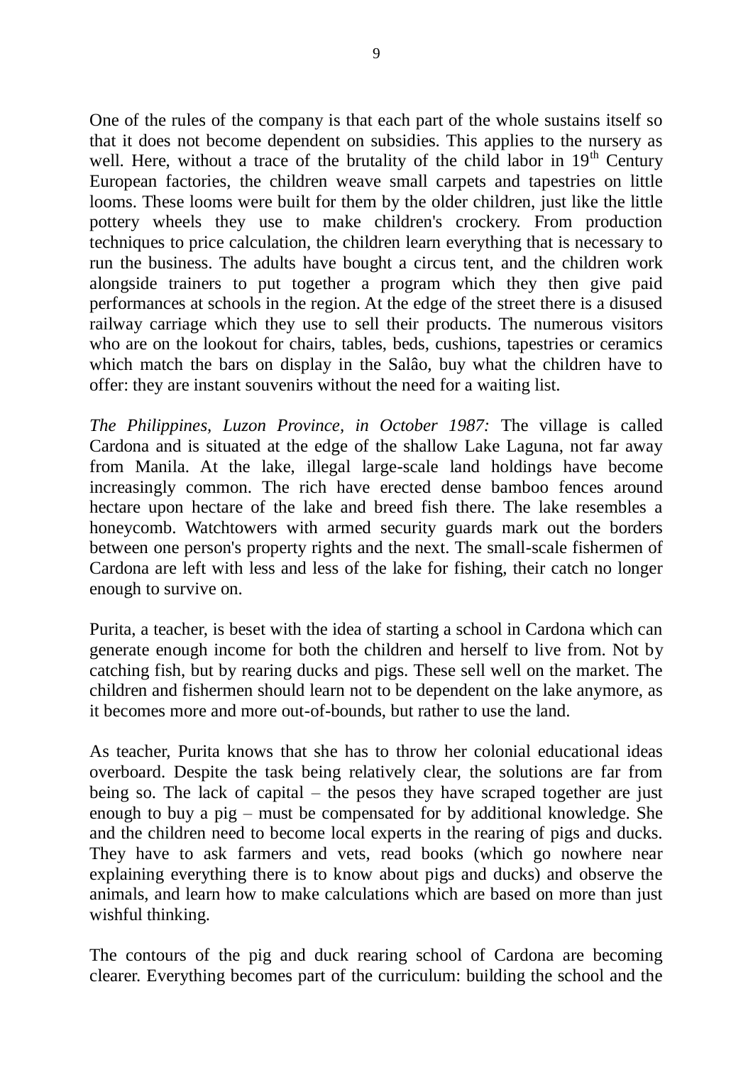One of the rules of the company is that each part of the whole sustains itself so that it does not become dependent on subsidies. This applies to the nursery as well. Here, without a trace of the brutality of the child labor in 19th Century European factories, the children weave small carpets and tapestries on little looms. These looms were built for them by the older children, just like the little pottery wheels they use to make children's crockery. From production techniques to price calculation, the children learn everything that is necessary to run the business. The adults have bought a circus tent, and the children work alongside trainers to put together a program which they then give paid performances at schools in the region. At the edge of the street there is a disused railway carriage which they use to sell their products. The numerous visitors who are on the lookout for chairs, tables, beds, cushions, tapestries or ceramics which match the bars on display in the Salâo, buy what the children have to offer: they are instant souvenirs without the need for a waiting list.

*The Philippines, Luzon Province, in October 1987:* The village is called Cardona and is situated at the edge of the shallow Lake Laguna, not far away from Manila. At the lake, illegal large-scale land holdings have become increasingly common. The rich have erected dense bamboo fences around hectare upon hectare of the lake and breed fish there. The lake resembles a honeycomb. Watchtowers with armed security guards mark out the borders between one person's property rights and the next. The small-scale fishermen of Cardona are left with less and less of the lake for fishing, their catch no longer enough to survive on.

Purita, a teacher, is beset with the idea of starting a school in Cardona which can generate enough income for both the children and herself to live from. Not by catching fish, but by rearing ducks and pigs. These sell well on the market. The children and fishermen should learn not to be dependent on the lake anymore, as it becomes more and more out-of-bounds, but rather to use the land.

As teacher, Purita knows that she has to throw her colonial educational ideas overboard. Despite the task being relatively clear, the solutions are far from being so. The lack of capital – the pesos they have scraped together are just enough to buy a pig – must be compensated for by additional knowledge. She and the children need to become local experts in the rearing of pigs and ducks. They have to ask farmers and vets, read books (which go nowhere near explaining everything there is to know about pigs and ducks) and observe the animals, and learn how to make calculations which are based on more than just wishful thinking.

The contours of the pig and duck rearing school of Cardona are becoming clearer. Everything becomes part of the curriculum: building the school and the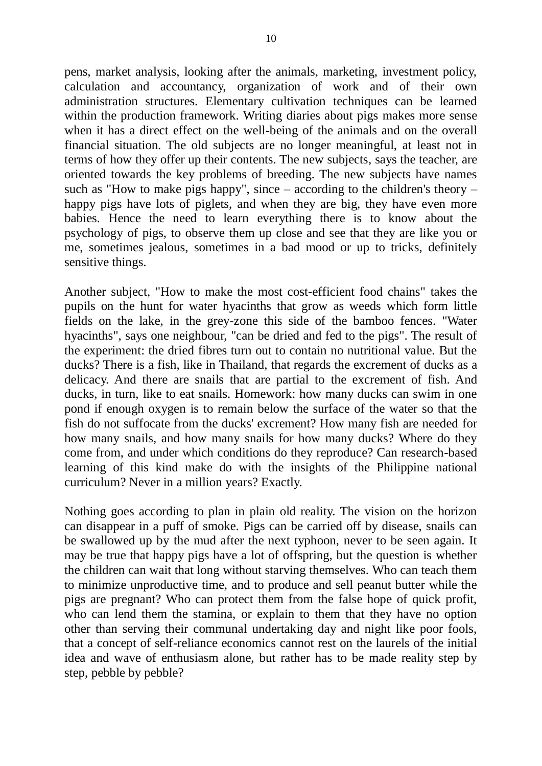pens, market analysis, looking after the animals, marketing, investment policy, calculation and accountancy, organization of work and of their own administration structures. Elementary cultivation techniques can be learned within the production framework. Writing diaries about pigs makes more sense when it has a direct effect on the well-being of the animals and on the overall financial situation. The old subjects are no longer meaningful, at least not in terms of how they offer up their contents. The new subjects, says the teacher, are oriented towards the key problems of breeding. The new subjects have names such as "How to make pigs happy", since – according to the children's theory – happy pigs have lots of piglets, and when they are big, they have even more babies. Hence the need to learn everything there is to know about the psychology of pigs, to observe them up close and see that they are like you or me, sometimes jealous, sometimes in a bad mood or up to tricks, definitely sensitive things.

Another subject, "How to make the most cost-efficient food chains" takes the pupils on the hunt for water hyacinths that grow as weeds which form little fields on the lake, in the grey-zone this side of the bamboo fences. "Water hyacinths", says one neighbour, "can be dried and fed to the pigs". The result of the experiment: the dried fibres turn out to contain no nutritional value. But the ducks? There is a fish, like in Thailand, that regards the excrement of ducks as a delicacy. And there are snails that are partial to the excrement of fish. And ducks, in turn, like to eat snails. Homework: how many ducks can swim in one pond if enough oxygen is to remain below the surface of the water so that the fish do not suffocate from the ducks' excrement? How many fish are needed for how many snails, and how many snails for how many ducks? Where do they come from, and under which conditions do they reproduce? Can research-based learning of this kind make do with the insights of the Philippine national curriculum? Never in a million years? Exactly.

Nothing goes according to plan in plain old reality. The vision on the horizon can disappear in a puff of smoke. Pigs can be carried off by disease, snails can be swallowed up by the mud after the next typhoon, never to be seen again. It may be true that happy pigs have a lot of offspring, but the question is whether the children can wait that long without starving themselves. Who can teach them to minimize unproductive time, and to produce and sell peanut butter while the pigs are pregnant? Who can protect them from the false hope of quick profit, who can lend them the stamina, or explain to them that they have no option other than serving their communal undertaking day and night like poor fools, that a concept of self-reliance economics cannot rest on the laurels of the initial idea and wave of enthusiasm alone, but rather has to be made reality step by step, pebble by pebble?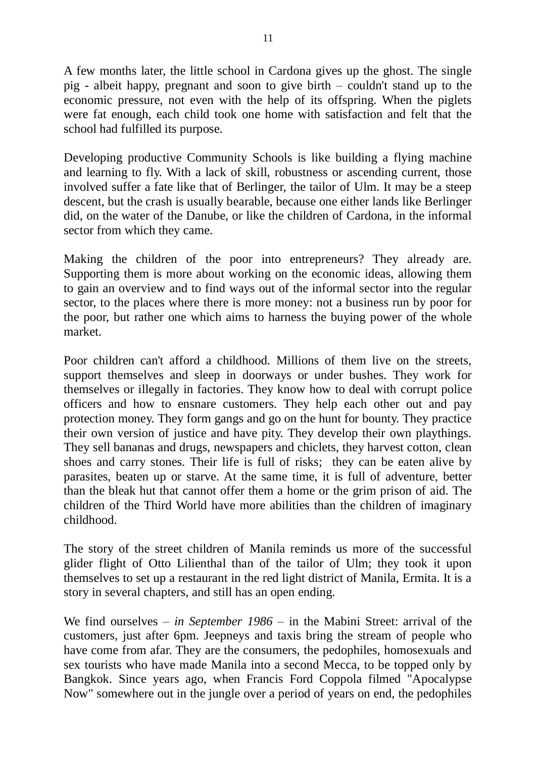A few months later, the little school in Cardona gives up the ghost. The single pig - albeit happy, pregnant and soon to give birth – couldn't stand up to the economic pressure, not even with the help of its offspring. When the piglets were fat enough, each child took one home with satisfaction and felt that the school had fulfilled its purpose.

Developing productive Community Schools is like building a flying machine and learning to fly. With a lack of skill, robustness or ascending current, those involved suffer a fate like that of Berlinger, the tailor of Ulm. It may be a steep descent, but the crash is usually bearable, because one either lands like Berlinger did, on the water of the Danube, or like the children of Cardona, in the informal sector from which they came.

Making the children of the poor into entrepreneurs? They already are. Supporting them is more about working on the economic ideas, allowing them to gain an overview and to find ways out of the informal sector into the regular sector, to the places where there is more money: not a business run by poor for the poor, but rather one which aims to harness the buying power of the whole market.

Poor children can't afford a childhood. Millions of them live on the streets, support themselves and sleep in doorways or under bushes. They work for themselves or illegally in factories. They know how to deal with corrupt police officers and how to ensnare customers. They help each other out and pay protection money. They form gangs and go on the hunt for bounty. They practice their own version of justice and have pity. They develop their own playthings. They sell bananas and drugs, newspapers and chiclets, they harvest cotton, clean shoes and carry stones. Their life is full of risks; they can be eaten alive by parasites, beaten up or starve. At the same time, it is full of adventure, better than the bleak hut that cannot offer them a home or the grim prison of aid. The children of the Third World have more abilities than the children of imaginary childhood.

The story of the street children of Manila reminds us more of the successful glider flight of Otto Lilienthal than of the tailor of Ulm; they took it upon themselves to set up a restaurant in the red light district of Manila, Ermita. It is a story in several chapters, and still has an open ending.

We find ourselves – *in September 1986* – in the Mabini Street: arrival of the customers, just after 6pm. Jeepneys and taxis bring the stream of people who have come from afar. They are the consumers, the pedophiles, homosexuals and sex tourists who have made Manila into a second Mecca, to be topped only by Bangkok. Since years ago, when Francis Ford Coppola filmed "Apocalypse Now" somewhere out in the jungle over a period of years on end, the pedophiles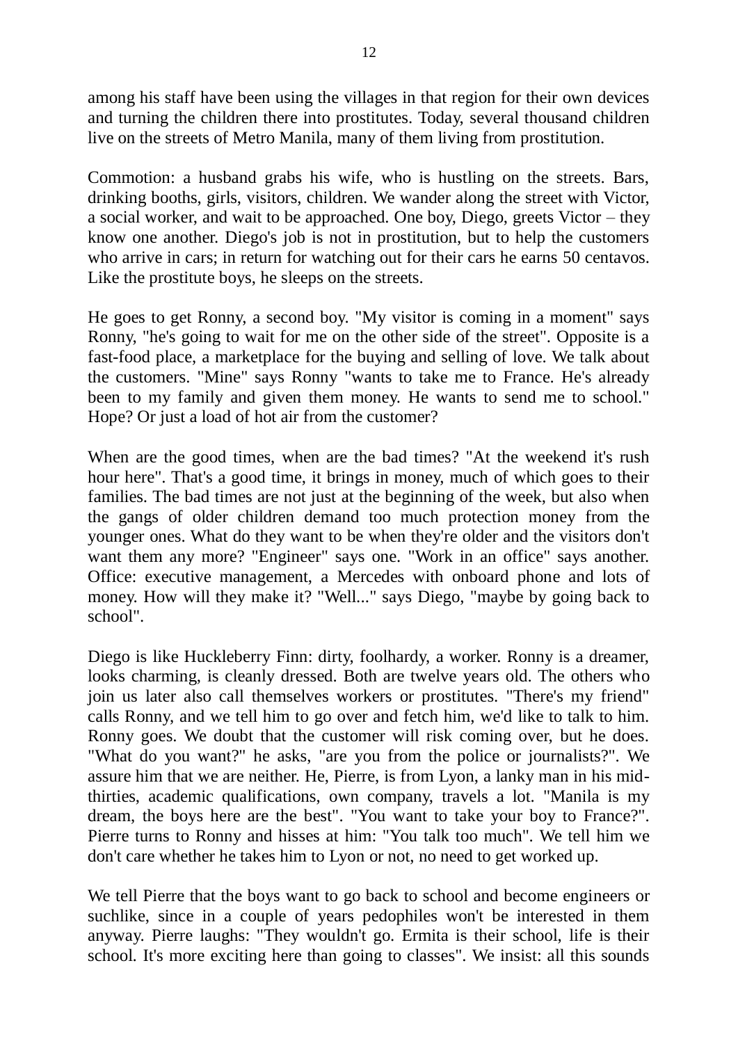among his staff have been using the villages in that region for their own devices and turning the children there into prostitutes. Today, several thousand children live on the streets of Metro Manila, many of them living from prostitution.

Commotion: a husband grabs his wife, who is hustling on the streets. Bars, drinking booths, girls, visitors, children. We wander along the street with Victor, a social worker, and wait to be approached. One boy, Diego, greets Victor – they know one another. Diego's job is not in prostitution, but to help the customers who arrive in cars; in return for watching out for their cars he earns 50 centavos. Like the prostitute boys, he sleeps on the streets.

He goes to get Ronny, a second boy. "My visitor is coming in a moment" says Ronny, "he's going to wait for me on the other side of the street". Opposite is a fast-food place, a marketplace for the buying and selling of love. We talk about the customers. "Mine" says Ronny "wants to take me to France. He's already been to my family and given them money. He wants to send me to school." Hope? Or just a load of hot air from the customer?

When are the good times, when are the bad times? "At the weekend it's rush hour here". That's a good time, it brings in money, much of which goes to their families. The bad times are not just at the beginning of the week, but also when the gangs of older children demand too much protection money from the younger ones. What do they want to be when they're older and the visitors don't want them any more? "Engineer" says one. "Work in an office" says another. Office: executive management, a Mercedes with onboard phone and lots of money. How will they make it? "Well..." says Diego, "maybe by going back to school".

Diego is like Huckleberry Finn: dirty, foolhardy, a worker. Ronny is a dreamer, looks charming, is cleanly dressed. Both are twelve years old. The others who join us later also call themselves workers or prostitutes. "There's my friend" calls Ronny, and we tell him to go over and fetch him, we'd like to talk to him. Ronny goes. We doubt that the customer will risk coming over, but he does. "What do you want?" he asks, "are you from the police or journalists?". We assure him that we are neither. He, Pierre, is from Lyon, a lanky man in his mid-thirties, academic qualifications, own company, travels a lot. "Manila is my dream, the boys here are the best". "You want to take your boy to France?". Pierre turns to Ronny and hisses at him: "You talk too much". We tell him we don't care whether he takes him to Lyon or not, no need to get worked up.

We tell Pierre that the boys want to go back to school and become engineers or suchlike, since in a couple of years pedophiles won't be interested in them anyway. Pierre laughs: "They wouldn't go. Ermita is their school, life is their school. It's more exciting here than going to classes". We insist: all this sounds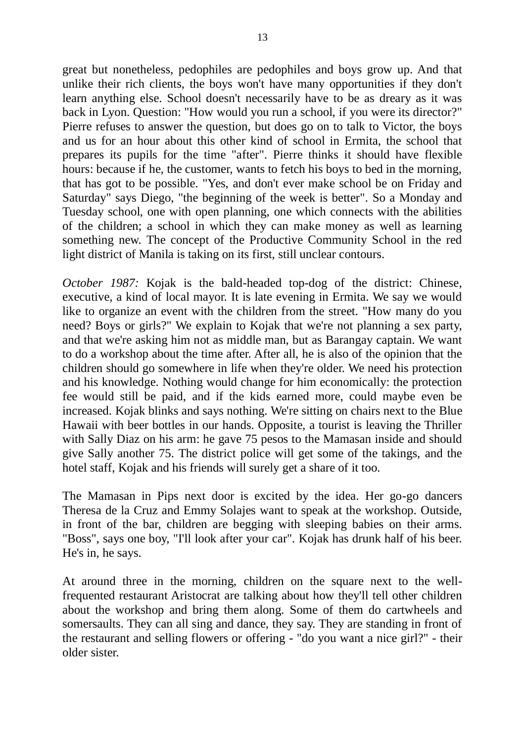great but nonetheless, pedophiles are pedophiles and boys grow up. And that unlike their rich clients, the boys won't have many opportunities if they don't learn anything else. School doesn't necessarily have to be as dreary as it was back in Lyon. Question: "How would you run a school, if you were its director?" Pierre refuses to answer the question, but does go on to talk to Victor, the boys and us for an hour about this other kind of school in Ermita, the school that prepares its pupils for the time "after". Pierre thinks it should have flexible hours: because if he, the customer, wants to fetch his boys to bed in the morning, that has got to be possible. "Yes, and don't ever make school be on Friday and Saturday" says Diego, "the beginning of the week is better". So a Monday and Tuesday school, one with open planning, one which connects with the abilities of the children; a school in which they can make money as well as learning something new. The concept of the Productive Community School in the red light district of Manila is taking on its first, still unclear contours.

*October 1987:* Kojak is the bald-headed top-dog of the district: Chinese, executive, a kind of local mayor. It is late evening in Ermita. We say we would like to organize an event with the children from the street. "How many do you need? Boys or girls?" We explain to Kojak that we're not planning a sex party, and that we're asking him not as middle man, but as Barangay captain. We want to do a workshop about the time after. After all, he is also of the opinion that the children should go somewhere in life when they're older. We need his protection and his knowledge. Nothing would change for him economically: the protection fee would still be paid, and if the kids earned more, could maybe even be increased. Kojak blinks and says nothing. We're sitting on chairs next to the Blue Hawaii with beer bottles in our hands. Opposite, a tourist is leaving the Thriller with Sally Diaz on his arm: he gave 75 pesos to the Mamasan inside and should give Sally another 75. The district police will get some of the takings, and the hotel staff, Kojak and his friends will surely get a share of it too.

The Mamasan in Pips next door is excited by the idea. Her go-go dancers Theresa de la Cruz and Emmy Solajes want to speak at the workshop. Outside, in front of the bar, children are begging with sleeping babies on their arms. "Boss", says one boy, "I'll look after your car". Kojak has drunk half of his beer. He's in, he says.

At around three in the morning, children on the square next to the well-frequented restaurant Aristocrat are talking about how they'll tell other children about the workshop and bring them along. Some of them do cartwheels and somersaults. They can all sing and dance, they say. They are standing in front of the restaurant and selling flowers or offering - "do you want a nice girl?" - their older sister.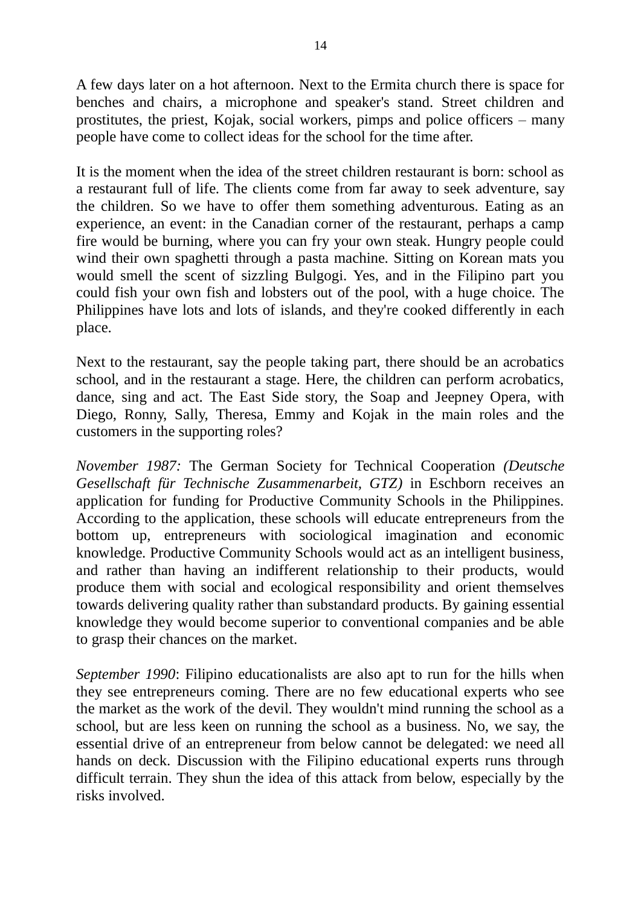A few days later on a hot afternoon. Next to the Ermita church there is space for benches and chairs, a microphone and speaker's stand. Street children and prostitutes, the priest, Kojak, social workers, pimps and police officers – many people have come to collect ideas for the school for the time after.

It is the moment when the idea of the street children restaurant is born: school as a restaurant full of life. The clients come from far away to seek adventure, say the children. So we have to offer them something adventurous. Eating as an experience, an event: in the Canadian corner of the restaurant, perhaps a camp fire would be burning, where you can fry your own steak. Hungry people could wind their own spaghetti through a pasta machine. Sitting on Korean mats you would smell the scent of sizzling Bulgogi. Yes, and in the Filipino part you could fish your own fish and lobsters out of the pool, with a huge choice. The Philippines have lots and lots of islands, and they're cooked differently in each place.

Next to the restaurant, say the people taking part, there should be an acrobatics school, and in the restaurant a stage. Here, the children can perform acrobatics, dance, sing and act. The East Side story, the Soap and Jeepney Opera, with Diego, Ronny, Sally, Theresa, Emmy and Kojak in the main roles and the customers in the supporting roles?

*November 1987:* The German Society for Technical Cooperation *(Deutsche Gesellschaft für Technische Zusammenarbeit, GTZ)* in Eschborn receives an application for funding for Productive Community Schools in the Philippines. According to the application, these schools will educate entrepreneurs from the bottom up, entrepreneurs with sociological imagination and economic knowledge. Productive Community Schools would act as an intelligent business, and rather than having an indifferent relationship to their products, would produce them with social and ecological responsibility and orient themselves towards delivering quality rather than substandard products. By gaining essential knowledge they would become superior to conventional companies and be able to grasp their chances on the market.

*September 1990*: Filipino educationalists are also apt to run for the hills when they see entrepreneurs coming. There are no few educational experts who see the market as the work of the devil. They wouldn't mind running the school as a school, but are less keen on running the school as a business. No, we say, the essential drive of an entrepreneur from below cannot be delegated: we need all hands on deck. Discussion with the Filipino educational experts runs through difficult terrain. They shun the idea of this attack from below, especially by the risks involved.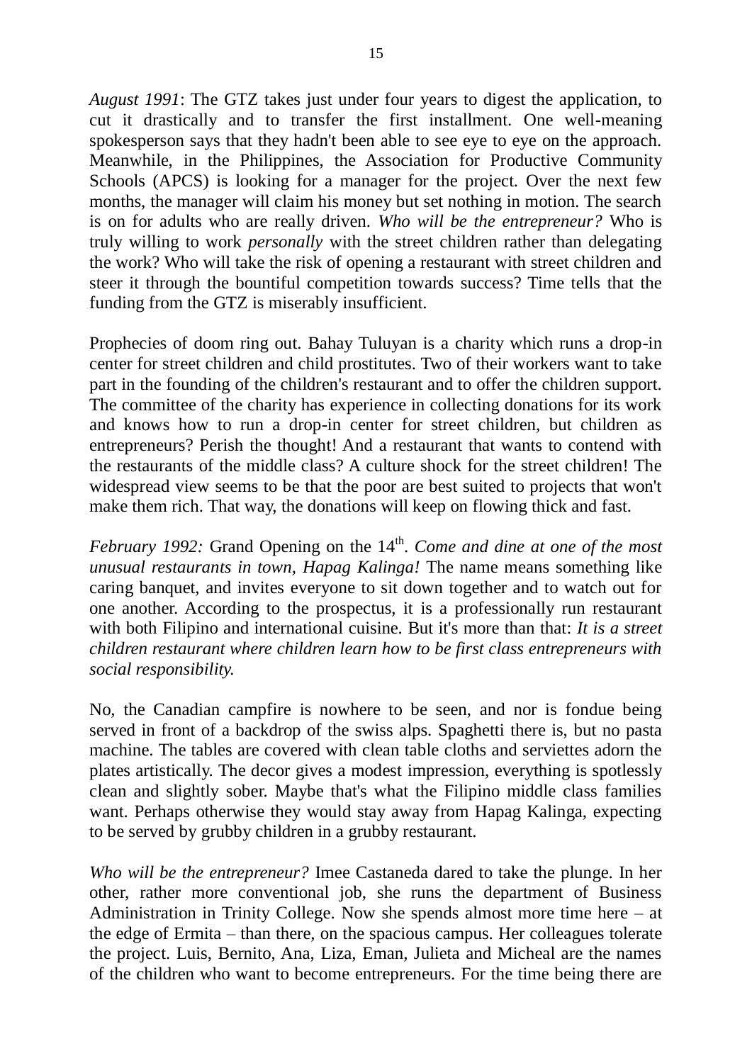*August 1991*: The GTZ takes just under four years to digest the application, to cut it drastically and to transfer the first installment. One well-meaning spokesperson says that they hadn't been able to see eye to eye on the approach. Meanwhile, in the Philippines, the Association for Productive Community Schools (APCS) is looking for a manager for the project. Over the next few months, the manager will claim his money but set nothing in motion. The search is on for adults who are really driven. *Who will be the entrepreneur?* Who is truly willing to work *personally* with the street children rather than delegating the work? Who will take the risk of opening a restaurant with street children and steer it through the bountiful competition towards success? Time tells that the funding from the GTZ is miserably insufficient.

Prophecies of doom ring out. Bahay Tuluyan is a charity which runs a drop-in center for street children and child prostitutes. Two of their workers want to take part in the founding of the children's restaurant and to offer the children support. The committee of the charity has experience in collecting donations for its work and knows how to run a drop-in center for street children, but children as entrepreneurs? Perish the thought! And a restaurant that wants to contend with the restaurants of the middle class? A culture shock for the street children! The widespread view seems to be that the poor are best suited to projects that won't make them rich. That way, the donations will keep on flowing thick and fast.

*February 1992:* Grand Opening on the 14th. *Come and dine at one of the most unusual restaurants in town, Hapag Kalinga!* The name means something like caring banquet, and invites everyone to sit down together and to watch out for one another. According to the prospectus, it is a professionally run restaurant with both Filipino and international cuisine. But it's more than that: *It is a street children restaurant where children learn how to be first class entrepreneurs with social responsibility.*

No, the Canadian campfire is nowhere to be seen, and nor is fondue being served in front of a backdrop of the swiss alps. Spaghetti there is, but no pasta machine. The tables are covered with clean table cloths and serviettes adorn the plates artistically. The decor gives a modest impression, everything is spotlessly clean and slightly sober. Maybe that's what the Filipino middle class families want. Perhaps otherwise they would stay away from Hapag Kalinga, expecting to be served by grubby children in a grubby restaurant.

*Who will be the entrepreneur?* Imee Castaneda dared to take the plunge. In her other, rather more conventional job, she runs the department of Business Administration in Trinity College. Now she spends almost more time here – at the edge of Ermita – than there, on the spacious campus. Her colleagues tolerate the project. Luis, Bernito, Ana, Liza, Eman, Julieta and Micheal are the names of the children who want to become entrepreneurs. For the time being there are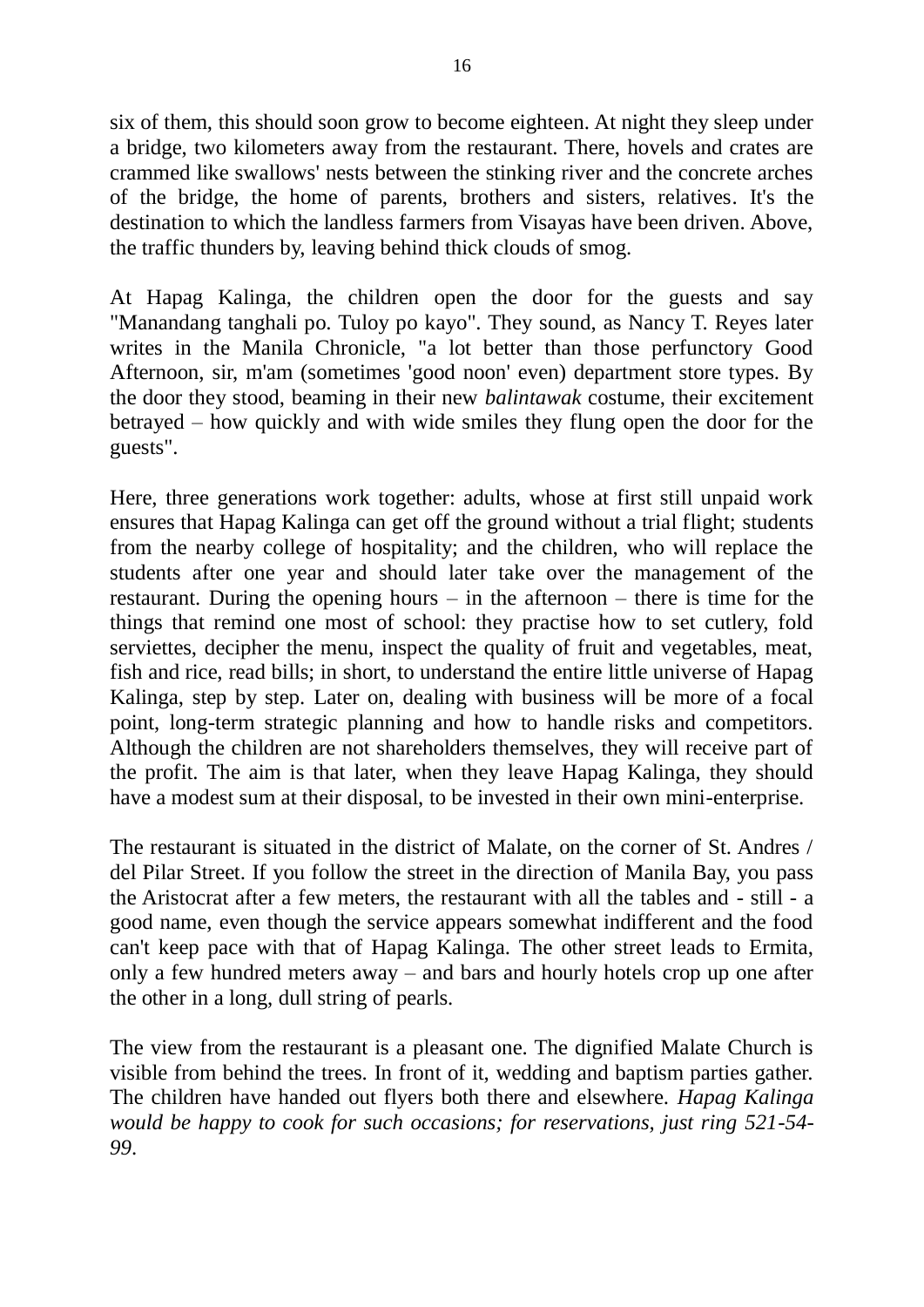six of them, this should soon grow to become eighteen. At night they sleep under a bridge, two kilometers away from the restaurant. There, hovels and crates are crammed like swallows' nests between the stinking river and the concrete arches of the bridge, the home of parents, brothers and sisters, relatives. It's the destination to which the landless farmers from Visayas have been driven. Above, the traffic thunders by, leaving behind thick clouds of smog.

At Hapag Kalinga, the children open the door for the guests and say "Manandang tanghali po. Tuloy po kayo". They sound, as Nancy T. Reyes later writes in the Manila Chronicle, "a lot better than those perfunctory Good Afternoon, sir, m'am (sometimes 'good noon' even) department store types. By the door they stood, beaming in their new *balintawak* costume, their excitement betrayed – how quickly and with wide smiles they flung open the door for the guests".

Here, three generations work together: adults, whose at first still unpaid work ensures that Hapag Kalinga can get off the ground without a trial flight; students from the nearby college of hospitality; and the children, who will replace the students after one year and should later take over the management of the restaurant. During the opening hours – in the afternoon – there is time for the things that remind one most of school: they practise how to set cutlery, fold serviettes, decipher the menu, inspect the quality of fruit and vegetables, meat, fish and rice, read bills; in short, to understand the entire little universe of Hapag Kalinga, step by step. Later on, dealing with business will be more of a focal point, long-term strategic planning and how to handle risks and competitors. Although the children are not shareholders themselves, they will receive part of the profit. The aim is that later, when they leave Hapag Kalinga, they should have a modest sum at their disposal, to be invested in their own mini-enterprise.

The restaurant is situated in the district of Malate, on the corner of St. Andres / del Pilar Street. If you follow the street in the direction of Manila Bay, you pass the Aristocrat after a few meters, the restaurant with all the tables and - still - a good name, even though the service appears somewhat indifferent and the food can't keep pace with that of Hapag Kalinga. The other street leads to Ermita, only a few hundred meters away – and bars and hourly hotels crop up one after the other in a long, dull string of pearls.

The view from the restaurant is a pleasant one. The dignified Malate Church is visible from behind the trees. In front of it, wedding and baptism parties gather. The children have handed out flyers both there and elsewhere. *Hapag Kalinga would be happy to cook for such occasions; for reservations, just ring 521-54-99*.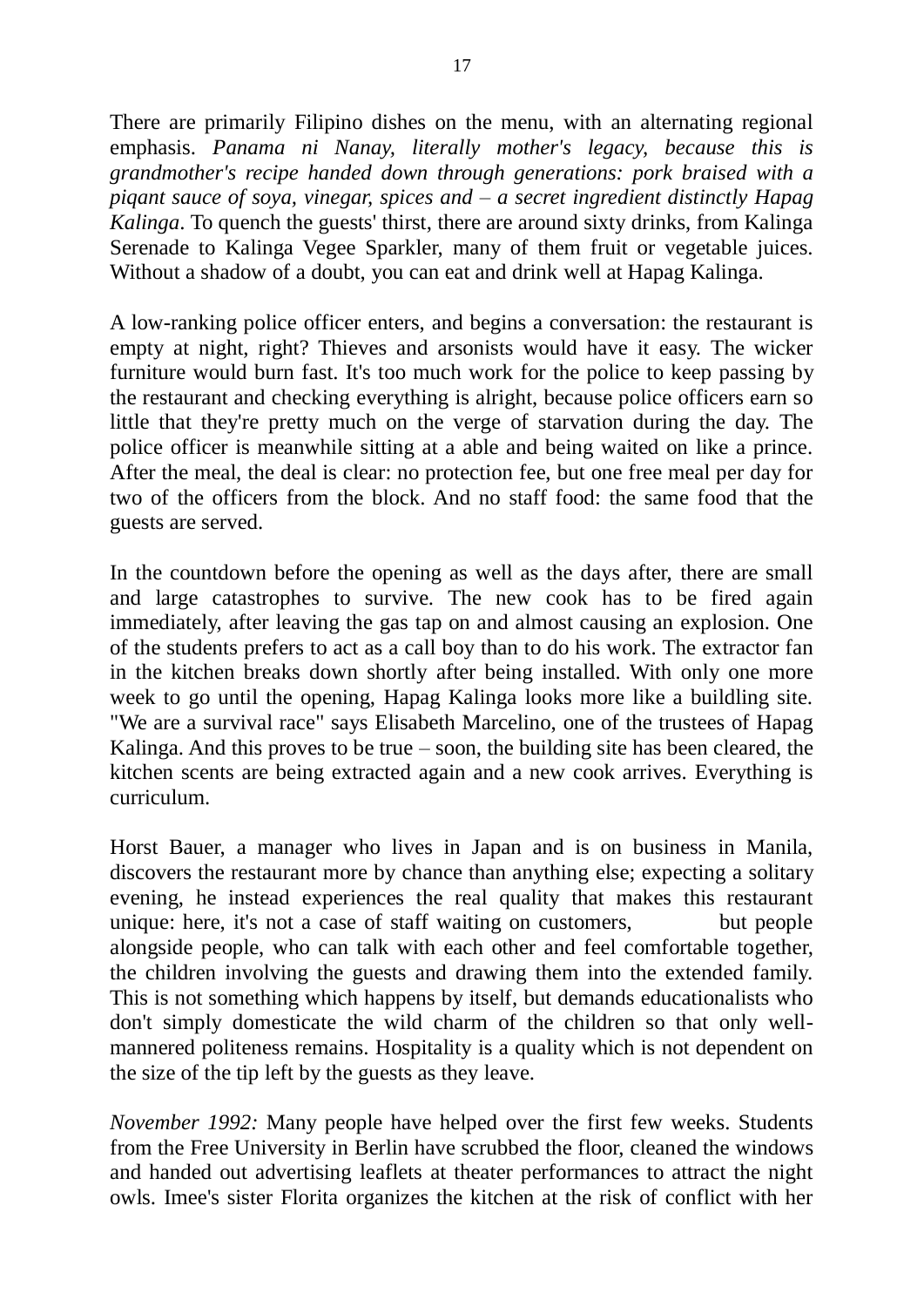There are primarily Filipino dishes on the menu, with an alternating regional emphasis. *Panama ni Nanay, literally mother's legacy, because this is grandmother's recipe handed down through generations: pork braised with a piqant sauce of soya, vinegar, spices and – a secret ingredient distinctly Hapag Kalinga*. To quench the guests' thirst, there are around sixty drinks, from Kalinga Serenade to Kalinga Vegee Sparkler, many of them fruit or vegetable juices. Without a shadow of a doubt, you can eat and drink well at Hapag Kalinga.

A low-ranking police officer enters, and begins a conversation: the restaurant is empty at night, right? Thieves and arsonists would have it easy. The wicker furniture would burn fast. It's too much work for the police to keep passing by the restaurant and checking everything is alright, because police officers earn so little that they're pretty much on the verge of starvation during the day. The police officer is meanwhile sitting at a able and being waited on like a prince. After the meal, the deal is clear: no protection fee, but one free meal per day for two of the officers from the block. And no staff food: the same food that the guests are served.

In the countdown before the opening as well as the days after, there are small and large catastrophes to survive. The new cook has to be fired again immediately, after leaving the gas tap on and almost causing an explosion. One of the students prefers to act as a call boy than to do his work. The extractor fan in the kitchen breaks down shortly after being installed. With only one more week to go until the opening, Hapag Kalinga looks more like a buildling site. "We are a survival race" says Elisabeth Marcelino, one of the trustees of Hapag Kalinga. And this proves to be true – soon, the building site has been cleared, the kitchen scents are being extracted again and a new cook arrives. Everything is curriculum.

Horst Bauer, a manager who lives in Japan and is on business in Manila, discovers the restaurant more by chance than anything else; expecting a solitary evening, he instead experiences the real quality that makes this restaurant unique: here, it's not a case of staff waiting on customers, but people alongside people, who can talk with each other and feel comfortable together, the children involving the guests and drawing them into the extended family. This is not something which happens by itself, but demands educationalists who don't simply domesticate the wild charm of the children so that only well-mannered politeness remains. Hospitality is a quality which is not dependent on the size of the tip left by the guests as they leave.

*November 1992:* Many people have helped over the first few weeks. Students from the Free University in Berlin have scrubbed the floor, cleaned the windows and handed out advertising leaflets at theater performances to attract the night owls. Imee's sister Florita organizes the kitchen at the risk of conflict with her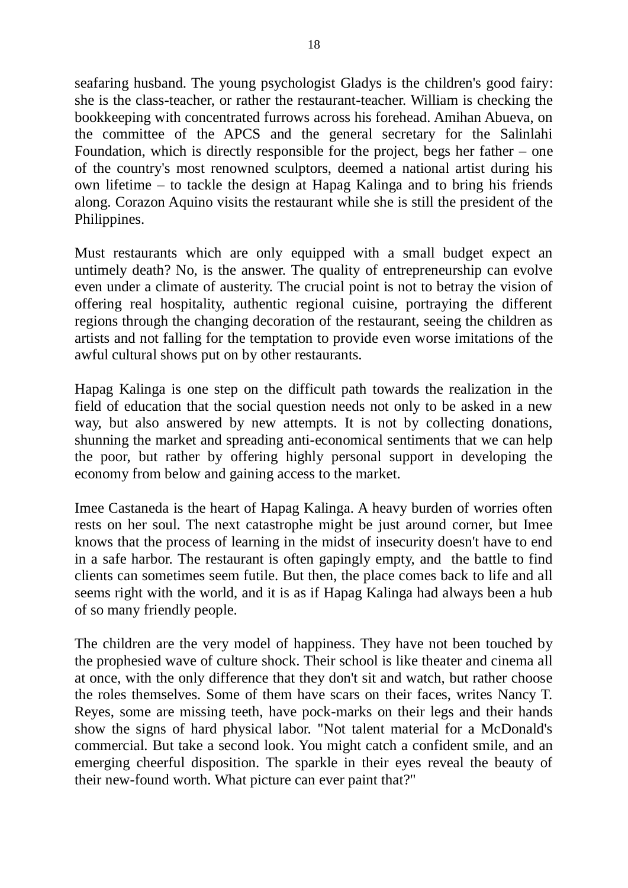seafaring husband. The young psychologist Gladys is the children's good fairy: she is the class-teacher, or rather the restaurant-teacher. William is checking the bookkeeping with concentrated furrows across his forehead. Amihan Abueva, on the committee of the APCS and the general secretary for the Salinlahi Foundation, which is directly responsible for the project, begs her father – one of the country's most renowned sculptors, deemed a national artist during his own lifetime – to tackle the design at Hapag Kalinga and to bring his friends along. Corazon Aquino visits the restaurant while she is still the president of the Philippines.

Must restaurants which are only equipped with a small budget expect an untimely death? No, is the answer. The quality of entrepreneurship can evolve even under a climate of austerity. The crucial point is not to betray the vision of offering real hospitality, authentic regional cuisine, portraying the different regions through the changing decoration of the restaurant, seeing the children as artists and not falling for the temptation to provide even worse imitations of the awful cultural shows put on by other restaurants.

Hapag Kalinga is one step on the difficult path towards the realization in the field of education that the social question needs not only to be asked in a new way, but also answered by new attempts. It is not by collecting donations, shunning the market and spreading anti-economical sentiments that we can help the poor, but rather by offering highly personal support in developing the economy from below and gaining access to the market.

Imee Castaneda is the heart of Hapag Kalinga. A heavy burden of worries often rests on her soul. The next catastrophe might be just around corner, but Imee knows that the process of learning in the midst of insecurity doesn't have to end in a safe harbor. The restaurant is often gapingly empty, and the battle to find clients can sometimes seem futile. But then, the place comes back to life and all seems right with the world, and it is as if Hapag Kalinga had always been a hub of so many friendly people.

The children are the very model of happiness. They have not been touched by the prophesied wave of culture shock. Their school is like theater and cinema all at once, with the only difference that they don't sit and watch, but rather choose the roles themselves. Some of them have scars on their faces, writes Nancy T. Reyes, some are missing teeth, have pock-marks on their legs and their hands show the signs of hard physical labor. "Not talent material for a McDonald's commercial. But take a second look. You might catch a confident smile, and an emerging cheerful disposition. The sparkle in their eyes reveal the beauty of their new-found worth. What picture can ever paint that?"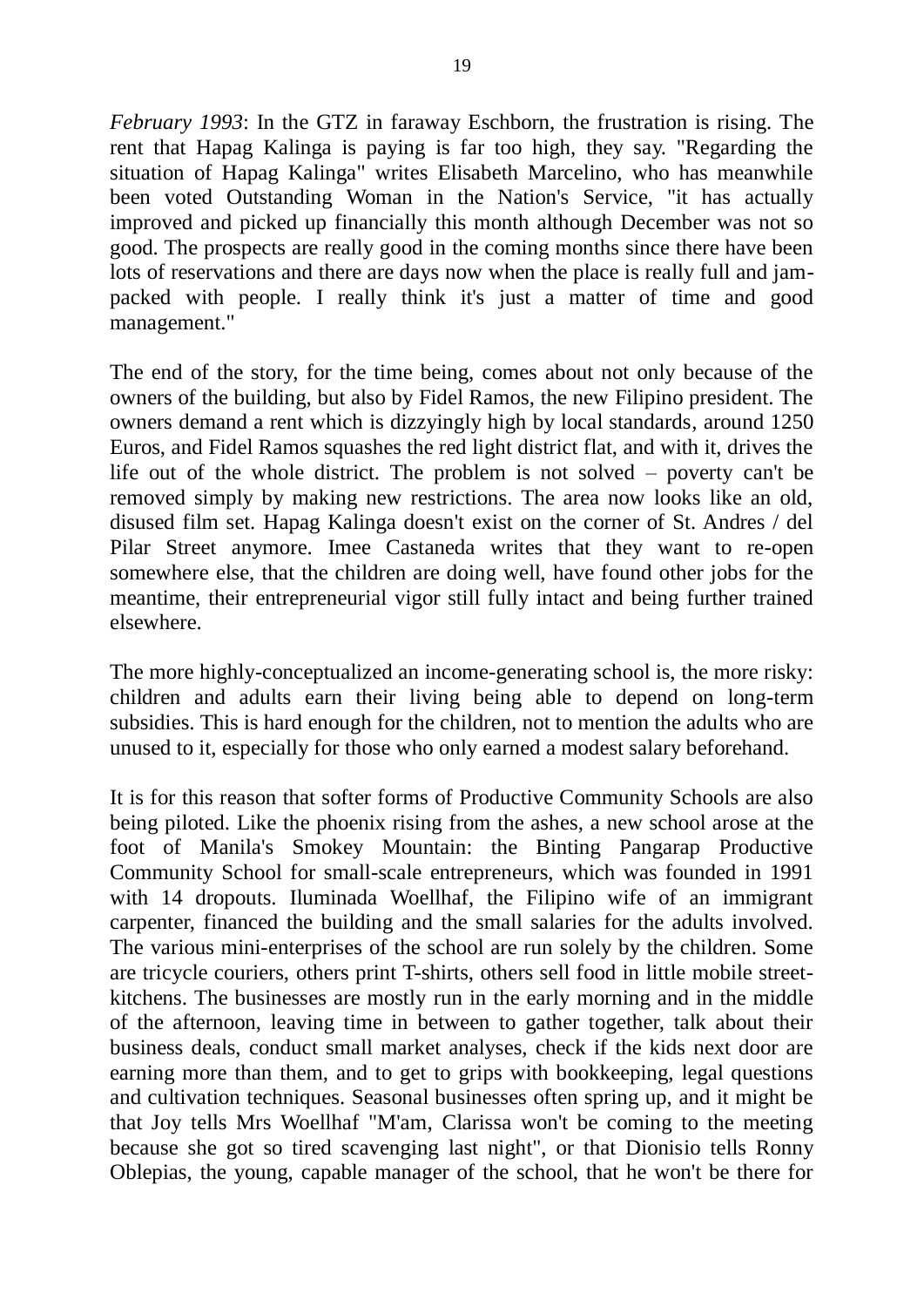*February 1993*: In the GTZ in faraway Eschborn, the frustration is rising. The rent that Hapag Kalinga is paying is far too high, they say. "Regarding the situation of Hapag Kalinga" writes Elisabeth Marcelino, who has meanwhile been voted Outstanding Woman in the Nation's Service, "it has actually improved and picked up financially this month although December was not so good. The prospects are really good in the coming months since there have been lots of reservations and there are days now when the place is really full and jam-packed with people. I really think it's just a matter of time and good management."

The end of the story, for the time being, comes about not only because of the owners of the building, but also by Fidel Ramos, the new Filipino president. The owners demand a rent which is dizzyingly high by local standards, around 1250 Euros, and Fidel Ramos squashes the red light district flat, and with it, drives the life out of the whole district. The problem is not solved – poverty can't be removed simply by making new restrictions. The area now looks like an old, disused film set. Hapag Kalinga doesn't exist on the corner of St. Andres / del Pilar Street anymore. Imee Castaneda writes that they want to re-open somewhere else, that the children are doing well, have found other jobs for the meantime, their entrepreneurial vigor still fully intact and being further trained elsewhere.

The more highly-conceptualized an income-generating school is, the more risky: children and adults earn their living being able to depend on long-term subsidies. This is hard enough for the children, not to mention the adults who are unused to it, especially for those who only earned a modest salary beforehand.

It is for this reason that softer forms of Productive Community Schools are also being piloted. Like the phoenix rising from the ashes, a new school arose at the foot of Manila's Smokey Mountain: the Binting Pangarap Productive Community School for small-scale entrepreneurs, which was founded in 1991 with 14 dropouts. Iluminada Woellhaf, the Filipino wife of an immigrant carpenter, financed the building and the small salaries for the adults involved. The various mini-enterprises of the school are run solely by the children. Some are tricycle couriers, others print T-shirts, others sell food in little mobile street-kitchens. The businesses are mostly run in the early morning and in the middle of the afternoon, leaving time in between to gather together, talk about their business deals, conduct small market analyses, check if the kids next door are earning more than them, and to get to grips with bookkeeping, legal questions and cultivation techniques. Seasonal businesses often spring up, and it might be that Joy tells Mrs Woellhaf "M'am, Clarissa won't be coming to the meeting because she got so tired scavenging last night", or that Dionisio tells Ronny Oblepias, the young, capable manager of the school, that he won't be there for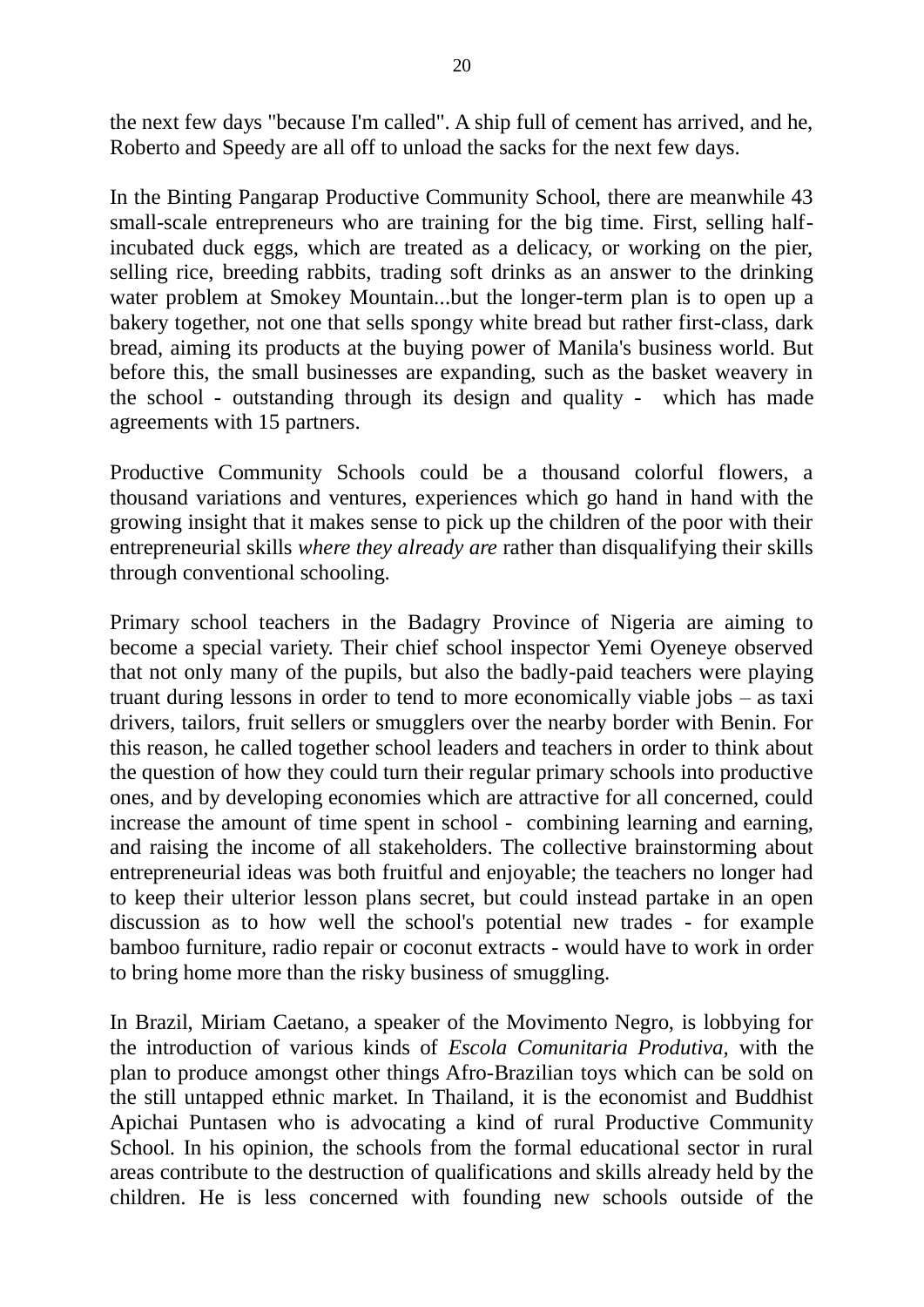the next few days "because I'm called". A ship full of cement has arrived, and he, Roberto and Speedy are all off to unload the sacks for the next few days.

In the Binting Pangarap Productive Community School, there are meanwhile 43 small-scale entrepreneurs who are training for the big time. First, selling half-incubated duck eggs, which are treated as a delicacy, or working on the pier, selling rice, breeding rabbits, trading soft drinks as an answer to the drinking water problem at Smokey Mountain...but the longer-term plan is to open up a bakery together, not one that sells spongy white bread but rather first-class, dark bread, aiming its products at the buying power of Manila's business world. But before this, the small businesses are expanding, such as the basket weavery in the school - outstanding through its design and quality - which has made agreements with 15 partners.

Productive Community Schools could be a thousand colorful flowers, a thousand variations and ventures, experiences which go hand in hand with the growing insight that it makes sense to pick up the children of the poor with their entrepreneurial skills *where they already are* rather than disqualifying their skills through conventional schooling.

Primary school teachers in the Badagry Province of Nigeria are aiming to become a special variety. Their chief school inspector Yemi Oyeneye observed that not only many of the pupils, but also the badly-paid teachers were playing truant during lessons in order to tend to more economically viable jobs – as taxi drivers, tailors, fruit sellers or smugglers over the nearby border with Benin. For this reason, he called together school leaders and teachers in order to think about the question of how they could turn their regular primary schools into productive ones, and by developing economies which are attractive for all concerned, could increase the amount of time spent in school - combining learning and earning, and raising the income of all stakeholders. The collective brainstorming about entrepreneurial ideas was both fruitful and enjoyable; the teachers no longer had to keep their ulterior lesson plans secret, but could instead partake in an open discussion as to how well the school's potential new trades - for example bamboo furniture, radio repair or coconut extracts - would have to work in order to bring home more than the risky business of smuggling.

In Brazil, Miriam Caetano, a speaker of the Movimento Negro, is lobbying for the introduction of various kinds of *Escola Comunitaria Produtiva,* with the plan to produce amongst other things Afro-Brazilian toys which can be sold on the still untapped ethnic market. In Thailand, it is the economist and Buddhist Apichai Puntasen who is advocating a kind of rural Productive Community School. In his opinion, the schools from the formal educational sector in rural areas contribute to the destruction of qualifications and skills already held by the children. He is less concerned with founding new schools outside of the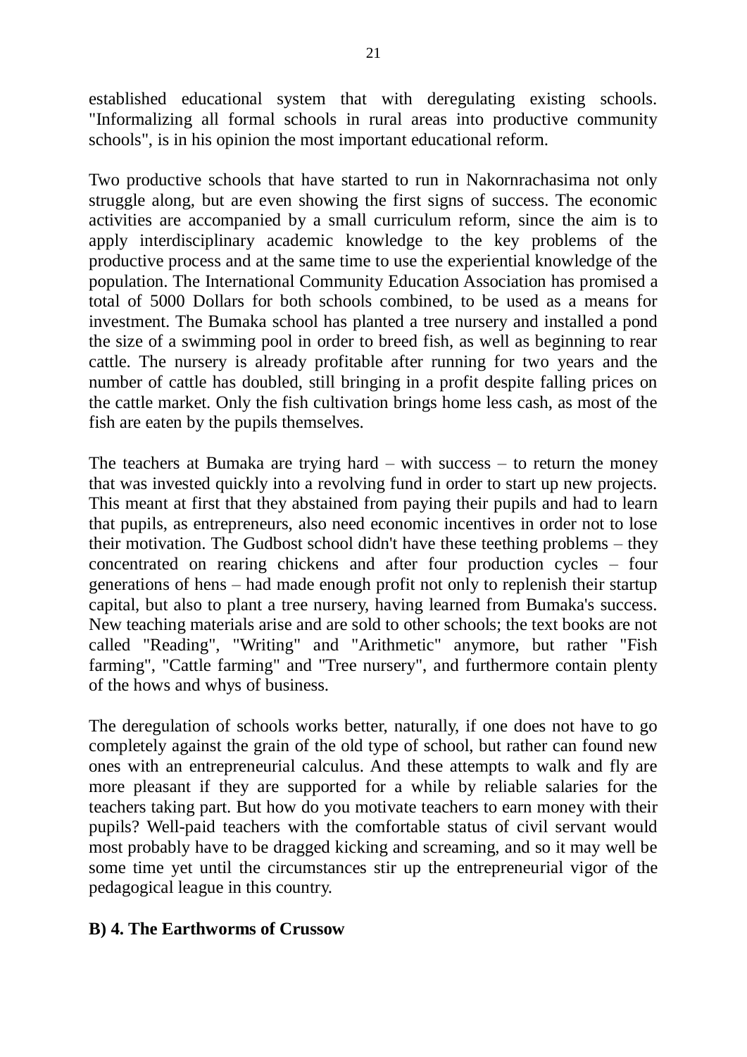established educational system that with deregulating existing schools. "Informalizing all formal schools in rural areas into productive community schools", is in his opinion the most important educational reform.

Two productive schools that have started to run in Nakornrachasima not only struggle along, but are even showing the first signs of success. The economic activities are accompanied by a small curriculum reform, since the aim is to apply interdisciplinary academic knowledge to the key problems of the productive process and at the same time to use the experiential knowledge of the population. The International Community Education Association has promised a total of 5000 Dollars for both schools combined, to be used as a means for investment. The Bumaka school has planted a tree nursery and installed a pond the size of a swimming pool in order to breed fish, as well as beginning to rear cattle. The nursery is already profitable after running for two years and the number of cattle has doubled, still bringing in a profit despite falling prices on the cattle market. Only the fish cultivation brings home less cash, as most of the fish are eaten by the pupils themselves.

The teachers at Bumaka are trying hard – with success – to return the money that was invested quickly into a revolving fund in order to start up new projects. This meant at first that they abstained from paying their pupils and had to learn that pupils, as entrepreneurs, also need economic incentives in order not to lose their motivation. The Gudbost school didn't have these teething problems – they concentrated on rearing chickens and after four production cycles – four generations of hens – had made enough profit not only to replenish their startup capital, but also to plant a tree nursery, having learned from Bumaka's success. New teaching materials arise and are sold to other schools; the text books are not called "Reading", "Writing" and "Arithmetic" anymore, but rather "Fish farming", "Cattle farming" and "Tree nursery", and furthermore contain plenty of the hows and whys of business.

The deregulation of schools works better, naturally, if one does not have to go completely against the grain of the old type of school, but rather can found new ones with an entrepreneurial calculus. And these attempts to walk and fly are more pleasant if they are supported for a while by reliable salaries for the teachers taking part. But how do you motivate teachers to earn money with their pupils? Well-paid teachers with the comfortable status of civil servant would most probably have to be dragged kicking and screaming, and so it may well be some time yet until the circumstances stir up the entrepreneurial vigor of the pedagogical league in this country.

### B) 4. The Earthworms of Crussow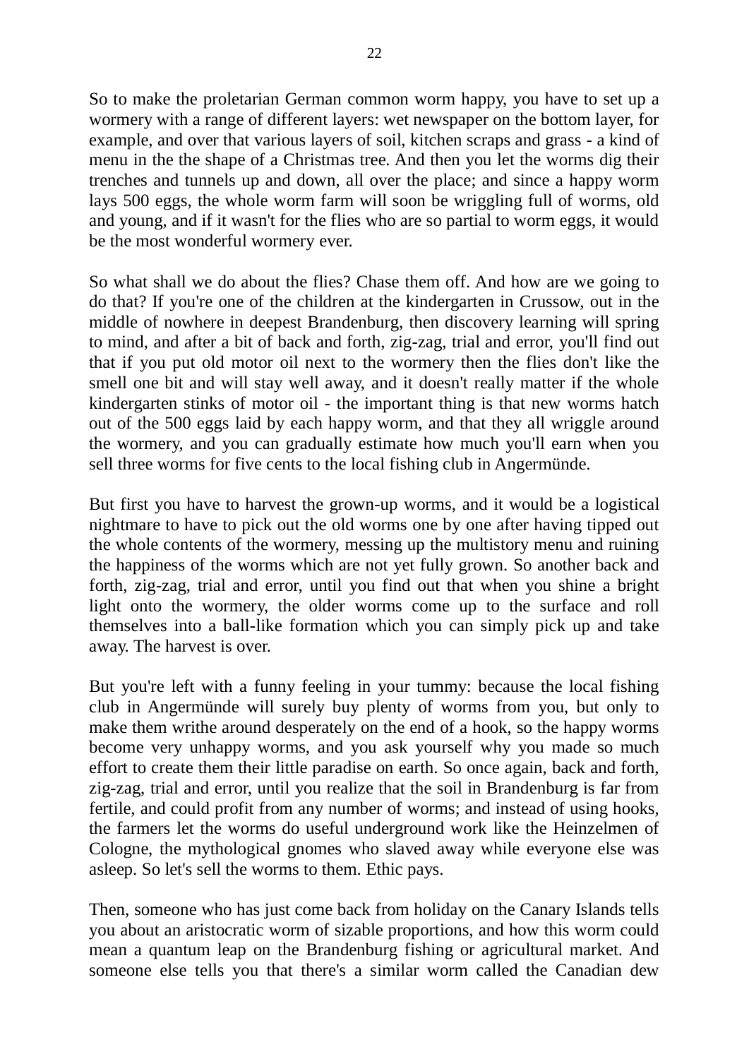So to make the proletarian German common worm happy, you have to set up a wormery with a range of different layers: wet newspaper on the bottom layer, for example, and over that various layers of soil, kitchen scraps and grass - a kind of menu in the the shape of a Christmas tree. And then you let the worms dig their trenches and tunnels up and down, all over the place; and since a happy worm lays 500 eggs, the whole worm farm will soon be wriggling full of worms, old and young, and if it wasn't for the flies who are so partial to worm eggs, it would be the most wonderful wormery ever.

So what shall we do about the flies? Chase them off. And how are we going to do that? If you're one of the children at the kindergarten in Crussow, out in the middle of nowhere in deepest Brandenburg, then discovery learning will spring to mind, and after a bit of back and forth, zig-zag, trial and error, you'll find out that if you put old motor oil next to the wormery then the flies don't like the smell one bit and will stay well away, and it doesn't really matter if the whole kindergarten stinks of motor oil - the important thing is that new worms hatch out of the 500 eggs laid by each happy worm, and that they all wriggle around the wormery, and you can gradually estimate how much you'll earn when you sell three worms for five cents to the local fishing club in Angermünde.

But first you have to harvest the grown-up worms, and it would be a logistical nightmare to have to pick out the old worms one by one after having tipped out the whole contents of the wormery, messing up the multistory menu and ruining the happiness of the worms which are not yet fully grown. So another back and forth, zig-zag, trial and error, until you find out that when you shine a bright light onto the wormery, the older worms come up to the surface and roll themselves into a ball-like formation which you can simply pick up and take away. The harvest is over.

But you're left with a funny feeling in your tummy: because the local fishing club in Angermünde will surely buy plenty of worms from you, but only to make them writhe around desperately on the end of a hook, so the happy worms become very unhappy worms, and you ask yourself why you made so much effort to create them their little paradise on earth. So once again, back and forth, zig-zag, trial and error, until you realize that the soil in Brandenburg is far from fertile, and could profit from any number of worms; and instead of using hooks, the farmers let the worms do useful underground work like the Heinzelmen of Cologne, the mythological gnomes who slaved away while everyone else was asleep. So let's sell the worms to them. Ethic pays.

Then, someone who has just come back from holiday on the Canary Islands tells you about an aristocratic worm of sizable proportions, and how this worm could mean a quantum leap on the Brandenburg fishing or agricultural market. And someone else tells you that there's a similar worm called the Canadian dew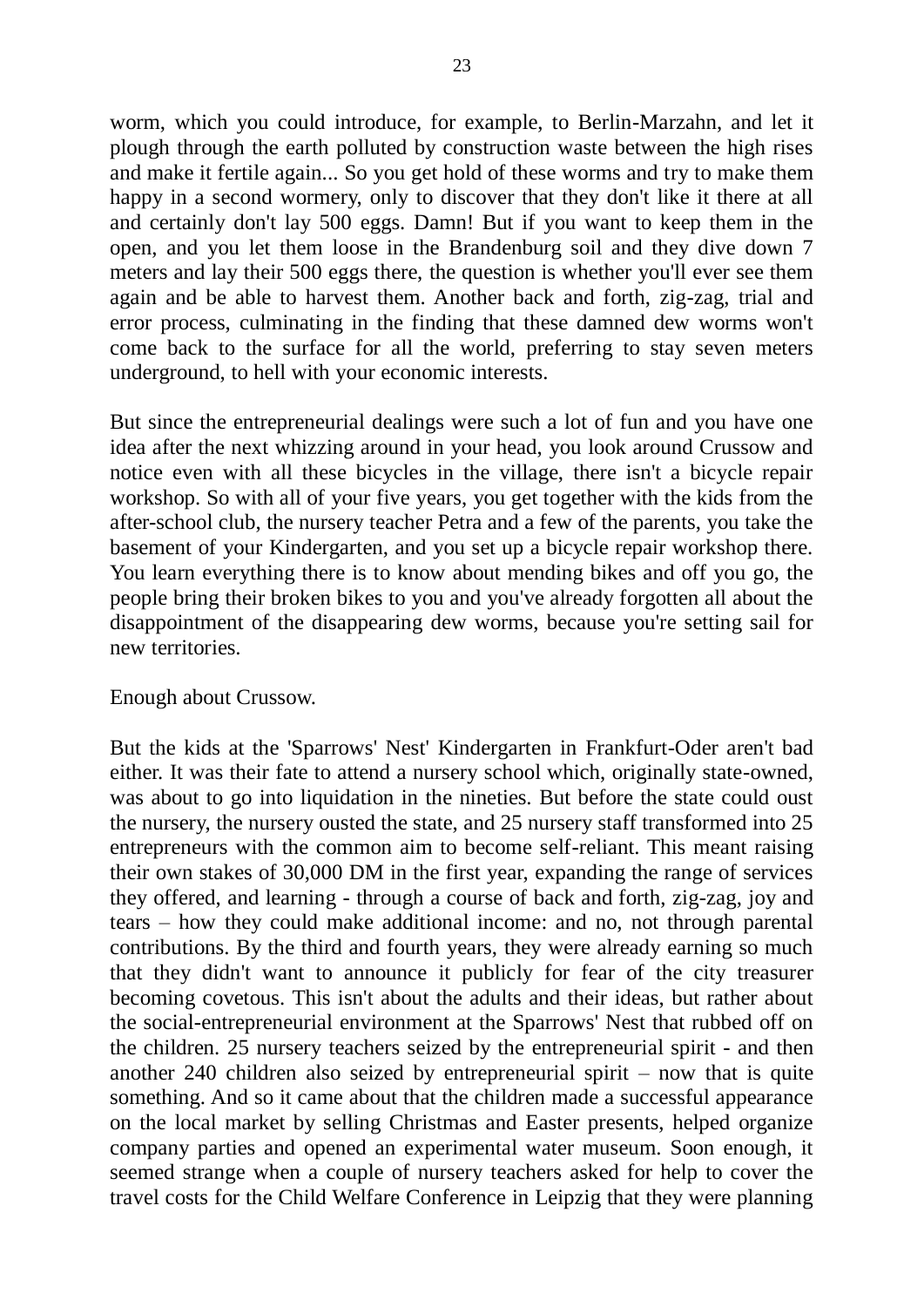worm, which you could introduce, for example, to Berlin-Marzahn, and let it plough through the earth polluted by construction waste between the high rises and make it fertile again... So you get hold of these worms and try to make them happy in a second wormery, only to discover that they don't like it there at all and certainly don't lay 500 eggs. Damn! But if you want to keep them in the open, and you let them loose in the Brandenburg soil and they dive down 7 meters and lay their 500 eggs there, the question is whether you'll ever see them again and be able to harvest them. Another back and forth, zig-zag, trial and error process, culminating in the finding that these damned dew worms won't come back to the surface for all the world, preferring to stay seven meters underground, to hell with your economic interests.

But since the entrepreneurial dealings were such a lot of fun and you have one idea after the next whizzing around in your head, you look around Crussow and notice even with all these bicycles in the village, there isn't a bicycle repair workshop. So with all of your five years, you get together with the kids from the after-school club, the nursery teacher Petra and a few of the parents, you take the basement of your Kindergarten, and you set up a bicycle repair workshop there. You learn everything there is to know about mending bikes and off you go, the people bring their broken bikes to you and you've already forgotten all about the disappointment of the disappearing dew worms, because you're setting sail for new territories.

Enough about Crussow.

But the kids at the 'Sparrows' Nest' Kindergarten in Frankfurt-Oder aren't bad either. It was their fate to attend a nursery school which, originally state-owned, was about to go into liquidation in the nineties. But before the state could oust the nursery, the nursery ousted the state, and 25 nursery staff transformed into 25 entrepreneurs with the common aim to become self-reliant. This meant raising their own stakes of 30,000 DM in the first year, expanding the range of services they offered, and learning - through a course of back and forth, zig-zag, joy and tears – how they could make additional income: and no, not through parental contributions. By the third and fourth years, they were already earning so much that they didn't want to announce it publicly for fear of the city treasurer becoming covetous. This isn't about the adults and their ideas, but rather about the social-entrepreneurial environment at the Sparrows' Nest that rubbed off on the children. 25 nursery teachers seized by the entrepreneurial spirit - and then another 240 children also seized by entrepreneurial spirit – now that is quite something. And so it came about that the children made a successful appearance on the local market by selling Christmas and Easter presents, helped organize company parties and opened an experimental water museum. Soon enough, it seemed strange when a couple of nursery teachers asked for help to cover the travel costs for the Child Welfare Conference in Leipzig that they were planning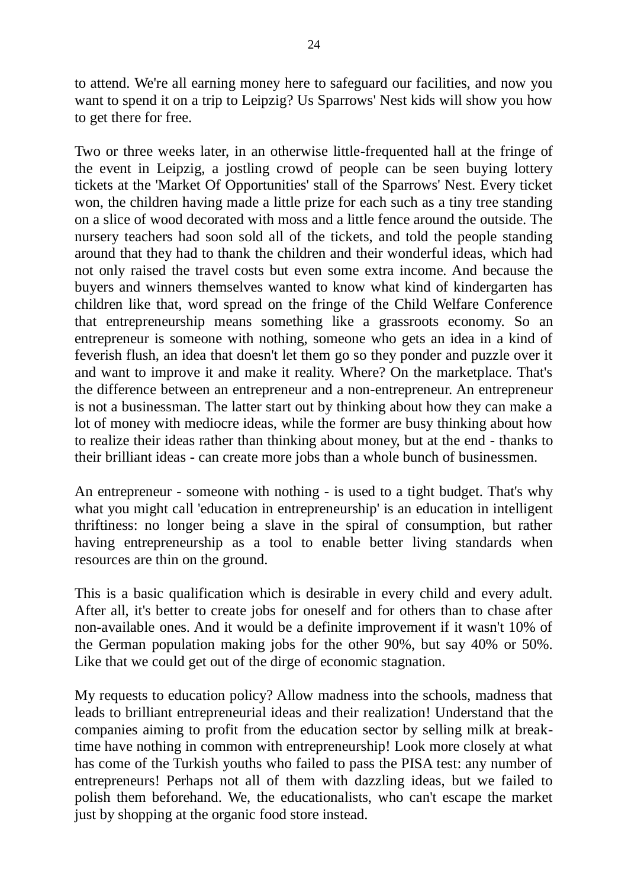to attend. We're all earning money here to safeguard our facilities, and now you want to spend it on a trip to Leipzig? Us Sparrows' Nest kids will show you how to get there for free.

Two or three weeks later, in an otherwise little-frequented hall at the fringe of the event in Leipzig, a jostling crowd of people can be seen buying lottery tickets at the 'Market Of Opportunities' stall of the Sparrows' Nest. Every ticket won, the children having made a little prize for each such as a tiny tree standing on a slice of wood decorated with moss and a little fence around the outside. The nursery teachers had soon sold all of the tickets, and told the people standing around that they had to thank the children and their wonderful ideas, which had not only raised the travel costs but even some extra income. And because the buyers and winners themselves wanted to know what kind of kindergarten has children like that, word spread on the fringe of the Child Welfare Conference that entrepreneurship means something like a grassroots economy. So an entrepreneur is someone with nothing, someone who gets an idea in a kind of feverish flush, an idea that doesn't let them go so they ponder and puzzle over it and want to improve it and make it reality. Where? On the marketplace. That's the difference between an entrepreneur and a non-entrepreneur. An entrepreneur is not a businessman. The latter start out by thinking about how they can make a lot of money with mediocre ideas, while the former are busy thinking about how to realize their ideas rather than thinking about money, but at the end - thanks to their brilliant ideas - can create more jobs than a whole bunch of businessmen.

An entrepreneur - someone with nothing - is used to a tight budget. That's why what you might call 'education in entrepreneurship' is an education in intelligent thriftiness: no longer being a slave in the spiral of consumption, but rather having entrepreneurship as a tool to enable better living standards when resources are thin on the ground.

This is a basic qualification which is desirable in every child and every adult. After all, it's better to create jobs for oneself and for others than to chase after non-available ones. And it would be a definite improvement if it wasn't 10% of the German population making jobs for the other 90%, but say 40% or 50%. Like that we could get out of the dirge of economic stagnation.

My requests to education policy? Allow madness into the schools, madness that leads to brilliant entrepreneurial ideas and their realization! Understand that the companies aiming to profit from the education sector by selling milk at break-time have nothing in common with entrepreneurship! Look more closely at what has come of the Turkish youths who failed to pass the PISA test: any number of entrepreneurs! Perhaps not all of them with dazzling ideas, but we failed to polish them beforehand. We, the educationalists, who can't escape the market just by shopping at the organic food store instead.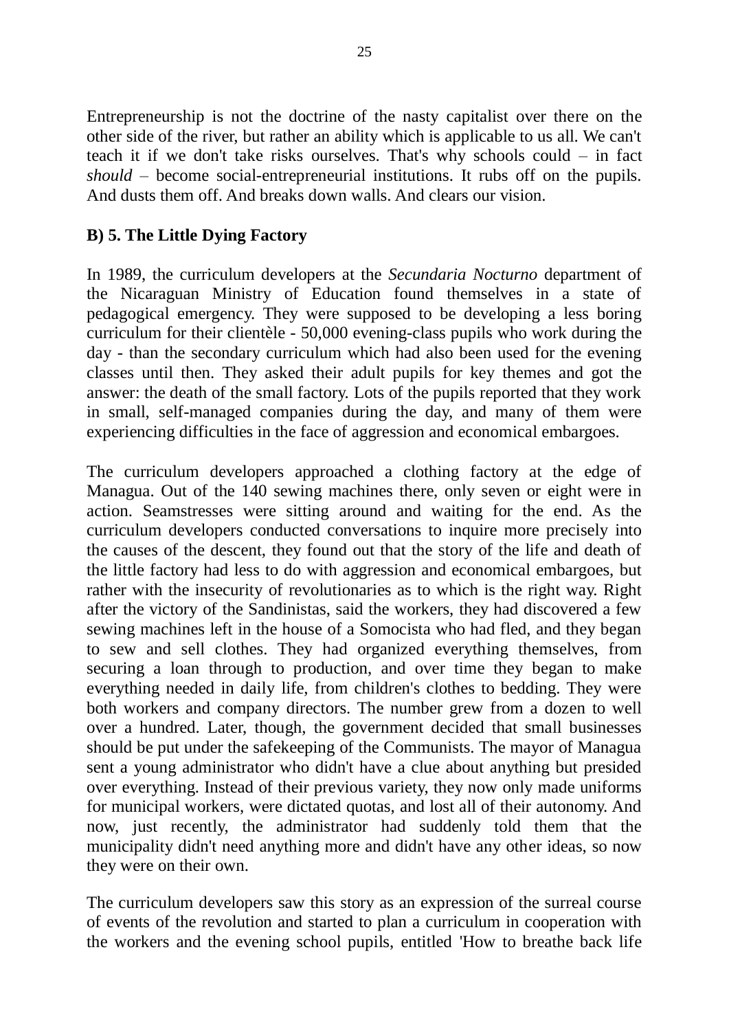Entrepreneurship is not the doctrine of the nasty capitalist over there on the other side of the river, but rather an ability which is applicable to us all. We can't teach it if we don't take risks ourselves. That's why schools could – in fact *should* – become social-entrepreneurial institutions. It rubs off on the pupils. And dusts them off. And breaks down walls. And clears our vision.

### B) 5. The Little Dying Factory

In 1989, the curriculum developers at the *Secundaria Nocturno* department of the Nicaraguan Ministry of Education found themselves in a state of pedagogical emergency. They were supposed to be developing a less boring curriculum for their clientèle - 50,000 evening-class pupils who work during the day - than the secondary curriculum which had also been used for the evening classes until then. They asked their adult pupils for key themes and got the answer: the death of the small factory. Lots of the pupils reported that they work in small, self-managed companies during the day, and many of them were experiencing difficulties in the face of aggression and economical embargoes.

The curriculum developers approached a clothing factory at the edge of Managua. Out of the 140 sewing machines there, only seven or eight were in action. Seamstresses were sitting around and waiting for the end. As the curriculum developers conducted conversations to inquire more precisely into the causes of the descent, they found out that the story of the life and death of the little factory had less to do with aggression and economical embargoes, but rather with the insecurity of revolutionaries as to which is the right way. Right after the victory of the Sandinistas, said the workers, they had discovered a few sewing machines left in the house of a Somocista who had fled, and they began to sew and sell clothes. They had organized everything themselves, from securing a loan through to production, and over time they began to make everything needed in daily life, from children's clothes to bedding. They were both workers and company directors. The number grew from a dozen to well over a hundred. Later, though, the government decided that small businesses should be put under the safekeeping of the Communists. The mayor of Managua sent a young administrator who didn't have a clue about anything but presided over everything. Instead of their previous variety, they now only made uniforms for municipal workers, were dictated quotas, and lost all of their autonomy. And now, just recently, the administrator had suddenly told them that the municipality didn't need anything more and didn't have any other ideas, so now they were on their own.

The curriculum developers saw this story as an expression of the surreal course of events of the revolution and started to plan a curriculum in cooperation with the workers and the evening school pupils, entitled 'How to breathe back life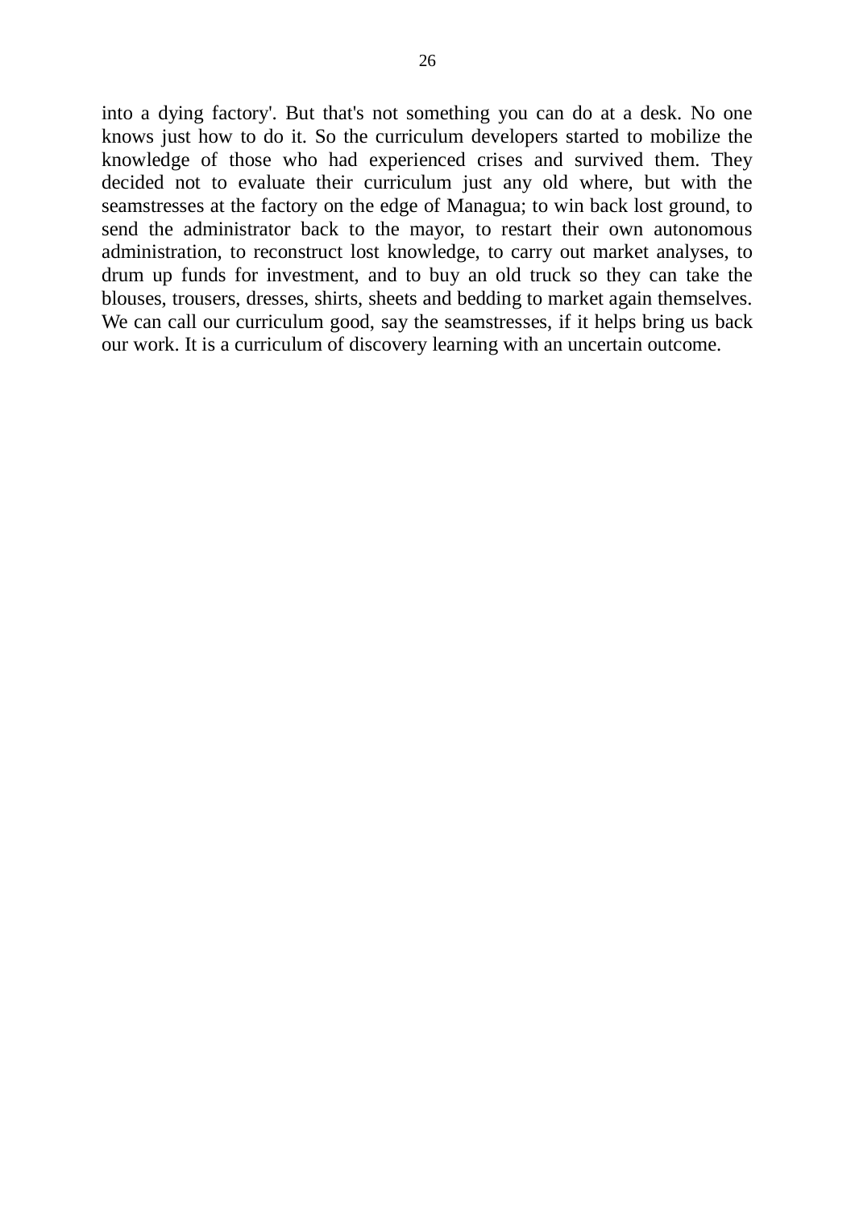into a dying factory'. But that's not something you can do at a desk. No one knows just how to do it. So the curriculum developers started to mobilize the knowledge of those who had experienced crises and survived them. They decided not to evaluate their curriculum just any old where, but with the seamstresses at the factory on the edge of Managua; to win back lost ground, to send the administrator back to the mayor, to restart their own autonomous administration, to reconstruct lost knowledge, to carry out market analyses, to drum up funds for investment, and to buy an old truck so they can take the blouses, trousers, dresses, shirts, sheets and bedding to market again themselves. We can call our curriculum good, say the seamstresses, if it helps bring us back our work. It is a curriculum of discovery learning with an uncertain outcome.